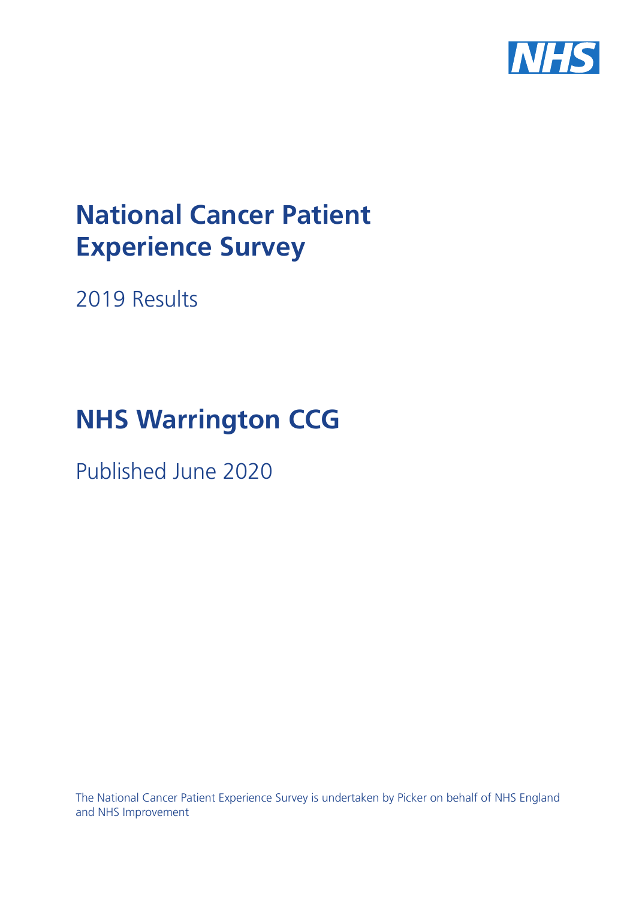NHS

# National Cancer Patient Experience Survey

2019 Results

# NHS Warrington CCG

Published June 2020

The National Cancer Patient Experience Survey is undertaken by Picker on behalf of NHS England and NHS Improvement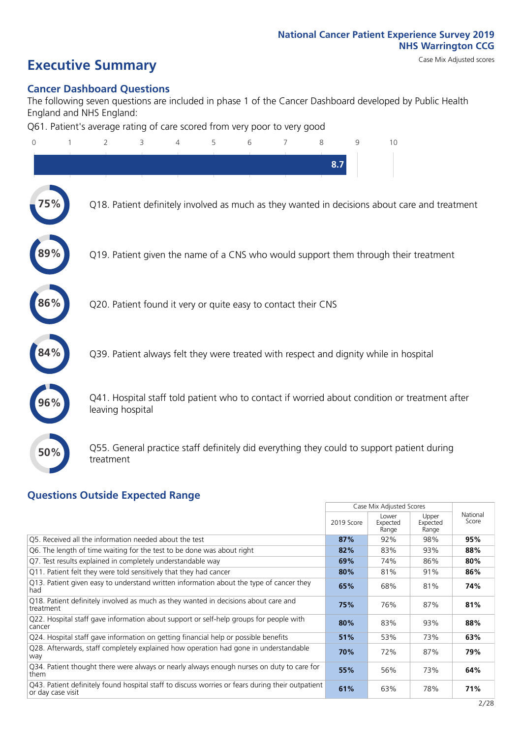National Cancer Patient Experience Survey 2019
NHS Warrington CCG

# Executive Summary

Case Mix Adjusted scores

## Cancer Dashboard Questions

The following seven questions are included in phase 1 of the Cancer Dashboard developed by Public Health England and NHS England:

Q61. Patient's average rating of care scored from very poor to very good

8.7

75% Q18. Patient definitely involved as much as they wanted in decisions about care and treatment

89% Q19. Patient given the name of a CNS who would support them through their treatment

86% Q20. Patient found it very or quite easy to contact their CNS

84% Q39. Patient always felt they were treated with respect and dignity while in hospital

96% Q41. Hospital staff told patient who to contact if worried about condition or treatment after leaving hospital

50% Q55. General practice staff definitely did everything they could to support patient during treatment

## Questions Outside Expected Range

| | Case Mix Adjusted Scores | | | National Score |
|---|---|---|---|---|
| | 2019 Score | Lower Expected Range | Upper Expected Range | |
| Q5. Received all the information needed about the test | **87%** | 92% | 98% | **95%** |
| Q6. The length of time waiting for the test to be done was about right | **82%** | 83% | 93% | **88%** |
| Q7. Test results explained in completely understandable way | **69%** | 74% | 86% | **80%** |
| Q11. Patient felt they were told sensitively that they had cancer | **80%** | 81% | 91% | **86%** |
| Q13. Patient given easy to understand written information about the type of cancer they had | **65%** | 68% | 81% | **74%** |
| Q18. Patient definitely involved as much as they wanted in decisions about care and treatment | **75%** | 76% | 87% | **81%** |
| Q22. Hospital staff gave information about support or self-help groups for people with cancer | **80%** | 83% | 93% | **88%** |
| Q24. Hospital staff gave information on getting financial help or possible benefits | **51%** | 53% | 73% | **63%** |
| Q28. Afterwards, staff completely explained how operation had gone in understandable way | **70%** | 72% | 87% | **79%** |
| Q34. Patient thought there were always or nearly always enough nurses on duty to care for them | **55%** | 56% | 73% | **64%** |
| Q43. Patient definitely found hospital staff to discuss worries or fears during their outpatient or day case visit | **61%** | 63% | 78% | **71%** |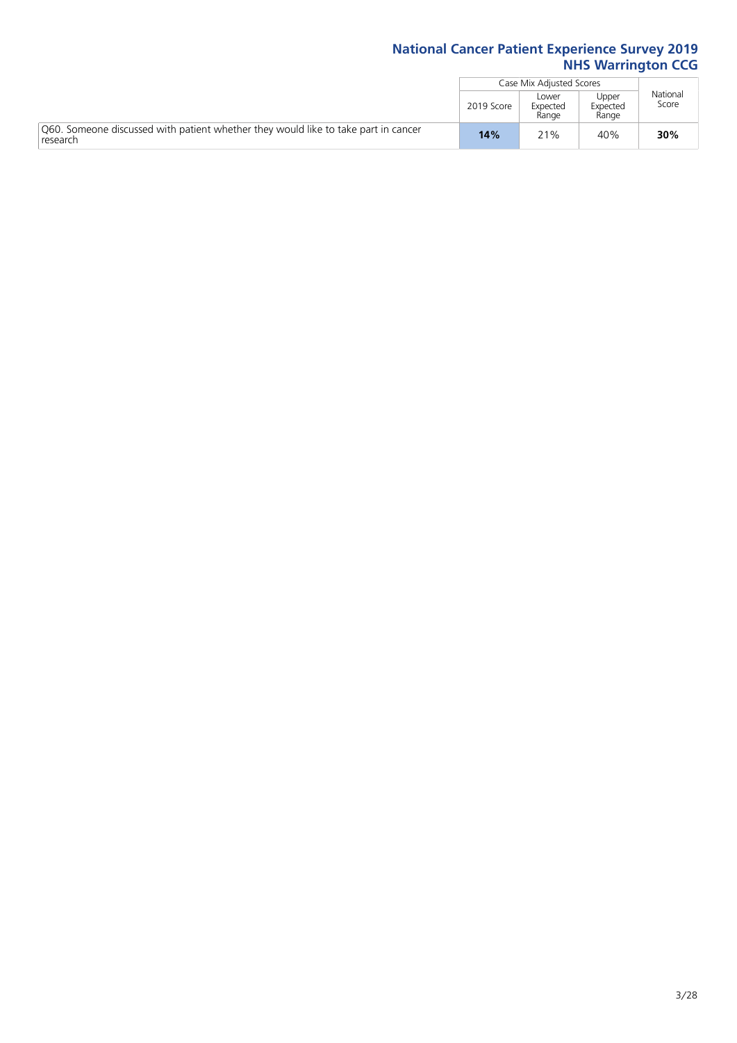| | Case Mix Adjusted Scores | | | National Score |
|---|---|---|---|---|
| | 2019 Score | Lower Expected Range | Upper Expected Range | |
| Q60. Someone discussed with patient whether they would like to take part in cancer research | **14%** | 21% | 40% | **30%** |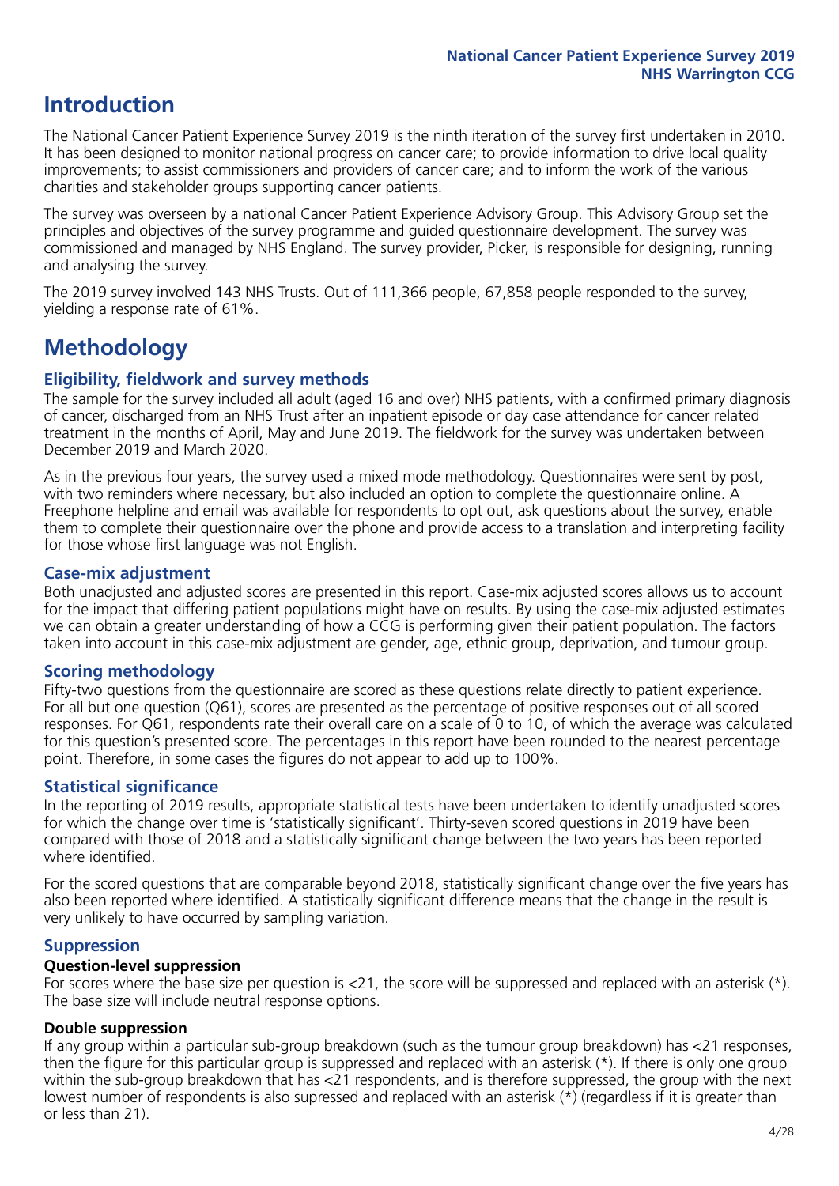# Introduction

The National Cancer Patient Experience Survey 2019 is the ninth iteration of the survey first undertaken in 2010. It has been designed to monitor national progress on cancer care; to provide information to drive local quality improvements; to assist commissioners and providers of cancer care; and to inform the work of the various charities and stakeholder groups supporting cancer patients.

The survey was overseen by a national Cancer Patient Experience Advisory Group. This Advisory Group set the principles and objectives of the survey programme and guided questionnaire development. The survey was commissioned and managed by NHS England. The survey provider, Picker, is responsible for designing, running and analysing the survey.

The 2019 survey involved 143 NHS Trusts. Out of 111,366 people, 67,858 people responded to the survey, yielding a response rate of 61%.

# Methodology

## Eligibility, fieldwork and survey methods

The sample for the survey included all adult (aged 16 and over) NHS patients, with a confirmed primary diagnosis of cancer, discharged from an NHS Trust after an inpatient episode or day case attendance for cancer related treatment in the months of April, May and June 2019. The fieldwork for the survey was undertaken between December 2019 and March 2020.

As in the previous four years, the survey used a mixed mode methodology. Questionnaires were sent by post, with two reminders where necessary, but also included an option to complete the questionnaire online. A Freephone helpline and email was available for respondents to opt out, ask questions about the survey, enable them to complete their questionnaire over the phone and provide access to a translation and interpreting facility for those whose first language was not English.

## Case-mix adjustment

Both unadjusted and adjusted scores are presented in this report. Case-mix adjusted scores allows us to account for the impact that differing patient populations might have on results. By using the case-mix adjusted estimates we can obtain a greater understanding of how a CCG is performing given their patient population. The factors taken into account in this case-mix adjustment are gender, age, ethnic group, deprivation, and tumour group.

## Scoring methodology

Fifty-two questions from the questionnaire are scored as these questions relate directly to patient experience. For all but one question (Q61), scores are presented as the percentage of positive responses out of all scored responses. For Q61, respondents rate their overall care on a scale of 0 to 10, of which the average was calculated for this question's presented score. The percentages in this report have been rounded to the nearest percentage point. Therefore, in some cases the figures do not appear to add up to 100%.

## Statistical significance

In the reporting of 2019 results, appropriate statistical tests have been undertaken to identify unadjusted scores for which the change over time is 'statistically significant'. Thirty-seven scored questions in 2019 have been compared with those of 2018 and a statistically significant change between the two years has been reported where identified.

For the scored questions that are comparable beyond 2018, statistically significant change over the five years has also been reported where identified. A statistically significant difference means that the change in the result is very unlikely to have occurred by sampling variation.

## Suppression

### Question-level suppression

For scores where the base size per question is <21, the score will be suppressed and replaced with an asterisk (*). The base size will include neutral response options.

### Double suppression

If any group within a particular sub-group breakdown (such as the tumour group breakdown) has <21 responses, then the figure for this particular group is suppressed and replaced with an asterisk (*). If there is only one group within the sub-group breakdown that has <21 respondents, and is therefore suppressed, the group with the next lowest number of respondents is also supressed and replaced with an asterisk (*) (regardless if it is greater than or less than 21).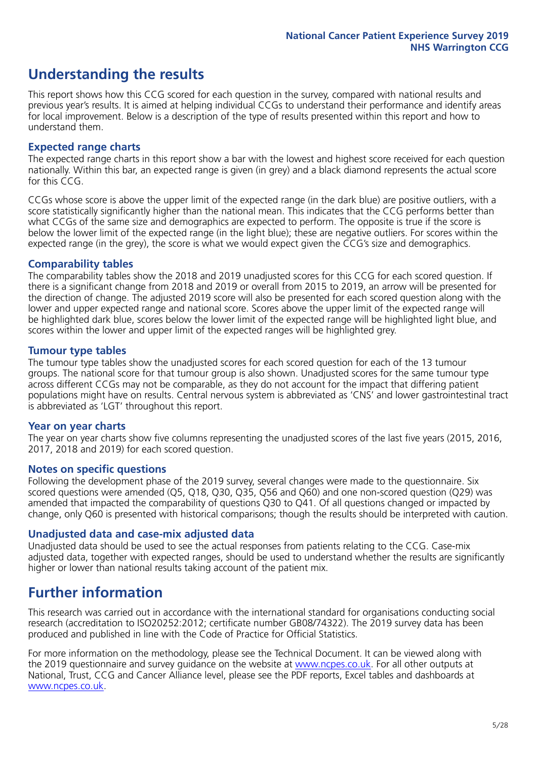# Understanding the results

This report shows how this CCG scored for each question in the survey, compared with national results and previous year's results. It is aimed at helping individual CCGs to understand their performance and identify areas for local improvement. Below is a description of the type of results presented within this report and how to understand them.

## Expected range charts

The expected range charts in this report show a bar with the lowest and highest score received for each question nationally. Within this bar, an expected range is given (in grey) and a black diamond represents the actual score for this CCG.

CCGs whose score is above the upper limit of the expected range (in the dark blue) are positive outliers, with a score statistically significantly higher than the national mean. This indicates that the CCG performs better than what CCGs of the same size and demographics are expected to perform. The opposite is true if the score is below the lower limit of the expected range (in the light blue); these are negative outliers. For scores within the expected range (in the grey), the score is what we would expect given the CCG's size and demographics.

## Comparability tables

The comparability tables show the 2018 and 2019 unadjusted scores for this CCG for each scored question. If there is a significant change from 2018 and 2019 or overall from 2015 to 2019, an arrow will be presented for the direction of change. The adjusted 2019 score will also be presented for each scored question along with the lower and upper expected range and national score. Scores above the upper limit of the expected range will be highlighted dark blue, scores below the lower limit of the expected range will be highlighted light blue, and scores within the lower and upper limit of the expected ranges will be highlighted grey.

## Tumour type tables

The tumour type tables show the unadjusted scores for each scored question for each of the 13 tumour groups. The national score for that tumour group is also shown. Unadjusted scores for the same tumour type across different CCGs may not be comparable, as they do not account for the impact that differing patient populations might have on results. Central nervous system is abbreviated as 'CNS' and lower gastrointestinal tract is abbreviated as 'LGT' throughout this report.

## Year on year charts

The year on year charts show five columns representing the unadjusted scores of the last five years (2015, 2016, 2017, 2018 and 2019) for each scored question.

## Notes on specific questions

Following the development phase of the 2019 survey, several changes were made to the questionnaire. Six scored questions were amended (Q5, Q18, Q30, Q35, Q56 and Q60) and one non-scored question (Q29) was amended that impacted the comparability of questions Q30 to Q41. Of all questions changed or impacted by change, only Q60 is presented with historical comparisons; though the results should be interpreted with caution.

## Unadjusted data and case-mix adjusted data

Unadjusted data should be used to see the actual responses from patients relating to the CCG. Case-mix adjusted data, together with expected ranges, should be used to understand whether the results are significantly higher or lower than national results taking account of the patient mix.

# Further information

This research was carried out in accordance with the international standard for organisations conducting social research (accreditation to ISO20252:2012; certificate number GB08/74322). The 2019 survey data has been produced and published in line with the Code of Practice for Official Statistics.

For more information on the methodology, please see the Technical Document. It can be viewed along with the 2019 questionnaire and survey guidance on the website at www.ncpes.co.uk. For all other outputs at National, Trust, CCG and Cancer Alliance level, please see the PDF reports, Excel tables and dashboards at www.ncpes.co.uk.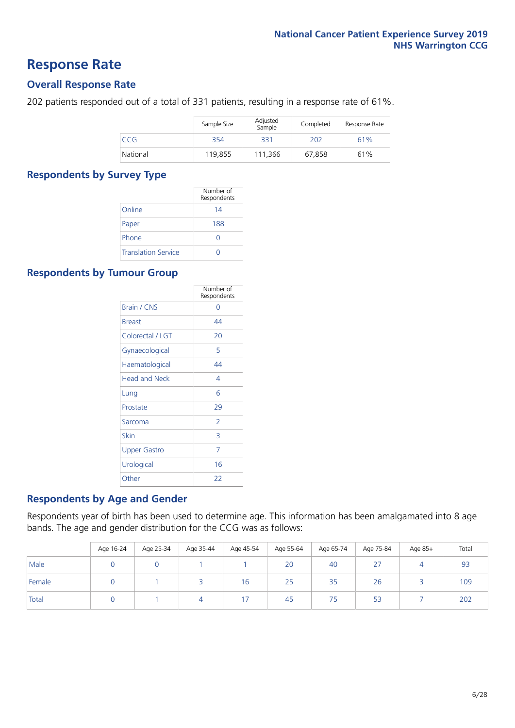# Response Rate

## Overall Response Rate

202 patients responded out of a total of 331 patients, resulting in a response rate of 61%.

| | Sample Size | Adjusted Sample | Completed | Response Rate |
|---|---|---|---|---|
| CCG | 354 | 331 | 202 | 61% |
| National | 119,855 | 111,366 | 67,858 | 61% |

## Respondents by Survey Type

| | Number of Respondents |
|---|---|
| Online | 14 |
| Paper | 188 |
| Phone | 0 |
| Translation Service | 0 |

## Respondents by Tumour Group

| | Number of Respondents |
|---|---|
| Brain / CNS | 0 |
| Breast | 44 |
| Colorectal / LGT | 20 |
| Gynaecological | 5 |
| Haematological | 44 |
| Head and Neck | 4 |
| Lung | 6 |
| Prostate | 29 |
| Sarcoma | 2 |
| Skin | 3 |
| Upper Gastro | 7 |
| Urological | 16 |
| Other | 22 |

## Respondents by Age and Gender

Respondents year of birth has been used to determine age. This information has been amalgamated into 8 age bands. The age and gender distribution for the CCG was as follows:

| | Age 16-24 | Age 25-34 | Age 35-44 | Age 45-54 | Age 55-64 | Age 65-74 | Age 75-84 | Age 85+ | Total |
|---|---|---|---|---|---|---|---|---|---|
| Male | 0 | 0 | 1 | 1 | 20 | 40 | 27 | 4 | 93 |
| Female | 0 | 1 | 3 | 16 | 25 | 35 | 26 | 3 | 109 |
| Total | 0 | 1 | 4 | 17 | 45 | 75 | 53 | 7 | 202 |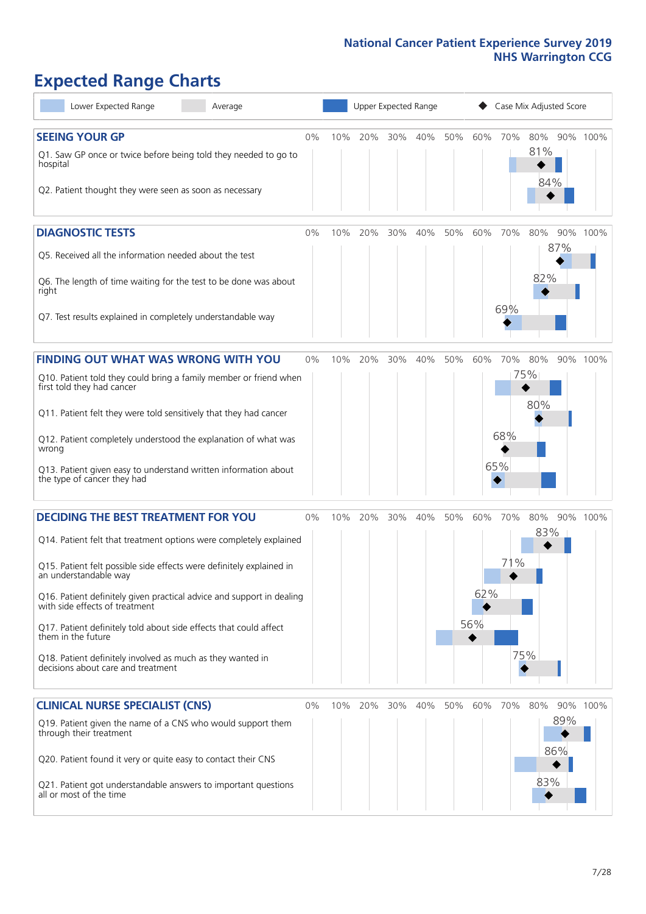# Expected Range Charts

Lower Expected Range | Average | Upper Expected Range | Case Mix Adjusted Score

## SEEING YOUR GP

| Question | Case Mix Adjusted Score |
|---|---|
| Q1. Saw GP once or twice before being told they needed to go to hospital | 81% |
| Q2. Patient thought they were seen as soon as necessary | 84% |

## DIAGNOSTIC TESTS

| Question | Case Mix Adjusted Score |
|---|---|
| Q5. Received all the information needed about the test | 87% |
| Q6. The length of time waiting for the test to be done was about right | 82% |
| Q7. Test results explained in completely understandable way | 69% |

## FINDING OUT WHAT WAS WRONG WITH YOU

| Question | Case Mix Adjusted Score |
|---|---|
| Q10. Patient told they could bring a family member or friend when first told they had cancer | 75% |
| Q11. Patient felt they were told sensitively that they had cancer | 80% |
| Q12. Patient completely understood the explanation of what was wrong | 68% |
| Q13. Patient given easy to understand written information about the type of cancer they had | 65% |

## DECIDING THE BEST TREATMENT FOR YOU

| Question | Case Mix Adjusted Score |
|---|---|
| Q14. Patient felt that treatment options were completely explained | 83% |
| Q15. Patient felt possible side effects were definitely explained in an understandable way | 71% |
| Q16. Patient definitely given practical advice and support in dealing with side effects of treatment | 62% |
| Q17. Patient definitely told about side effects that could affect them in the future | 56% |
| Q18. Patient definitely involved as much as they wanted in decisions about care and treatment | 75% |

## CLINICAL NURSE SPECIALIST (CNS)

| Question | Case Mix Adjusted Score |
|---|---|
| Q19. Patient given the name of a CNS who would support them through their treatment | 89% |
| Q20. Patient found it very or quite easy to contact their CNS | 86% |
| Q21. Patient got understandable answers to important questions all or most of the time | 83% |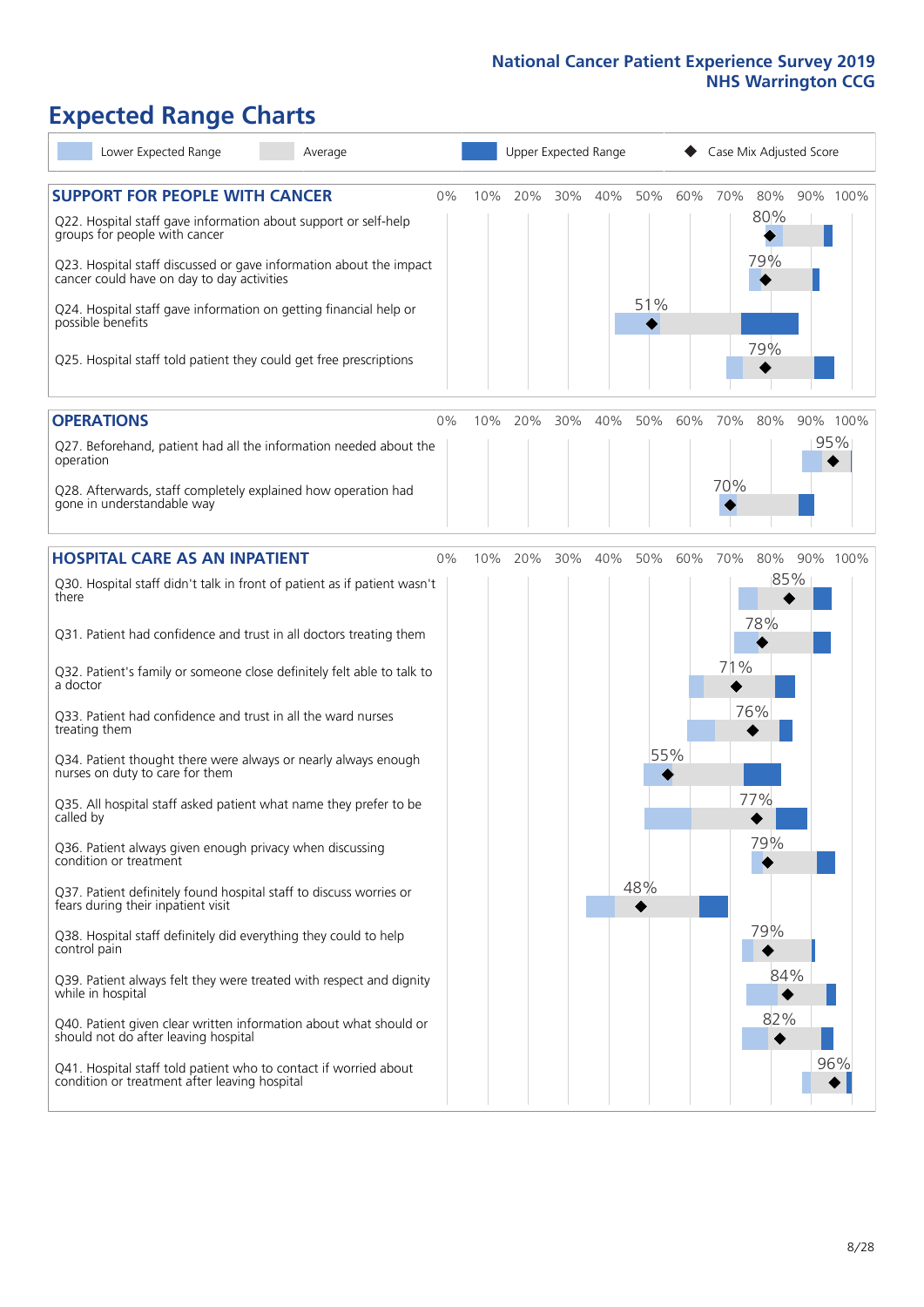# Expected Range Charts

Lower Expected Range | Average | Upper Expected Range | ◆ Case Mix Adjusted Score

## SUPPORT FOR PEOPLE WITH CANCER

| Question | Case Mix Adjusted Score |
|---|---|
| Q22. Hospital staff gave information about support or self-help groups for people with cancer | 80% |
| Q23. Hospital staff discussed or gave information about the impact cancer could have on day to day activities | 79% |
| Q24. Hospital staff gave information on getting financial help or possible benefits | 51% |
| Q25. Hospital staff told patient they could get free prescriptions | 79% |

## OPERATIONS

| Question | Case Mix Adjusted Score |
|---|---|
| Q27. Beforehand, patient had all the information needed about the operation | 95% |
| Q28. Afterwards, staff completely explained how operation had gone in understandable way | 70% |

## HOSPITAL CARE AS AN INPATIENT

| Question | Case Mix Adjusted Score |
|---|---|
| Q30. Hospital staff didn't talk in front of patient as if patient wasn't there | 85% |
| Q31. Patient had confidence and trust in all doctors treating them | 78% |
| Q32. Patient's family or someone close definitely felt able to talk to a doctor | 71% |
| Q33. Patient had confidence and trust in all the ward nurses treating them | 76% |
| Q34. Patient thought there were always or nearly always enough nurses on duty to care for them | 55% |
| Q35. All hospital staff asked patient what name they prefer to be called by | 77% |
| Q36. Patient always given enough privacy when discussing condition or treatment | 79% |
| Q37. Patient definitely found hospital staff to discuss worries or fears during their inpatient visit | 48% |
| Q38. Hospital staff definitely did everything they could to help control pain | 79% |
| Q39. Patient always felt they were treated with respect and dignity while in hospital | 84% |
| Q40. Patient given clear written information about what should or should not do after leaving hospital | 82% |
| Q41. Hospital staff told patient who to contact if worried about condition or treatment after leaving hospital | 96% |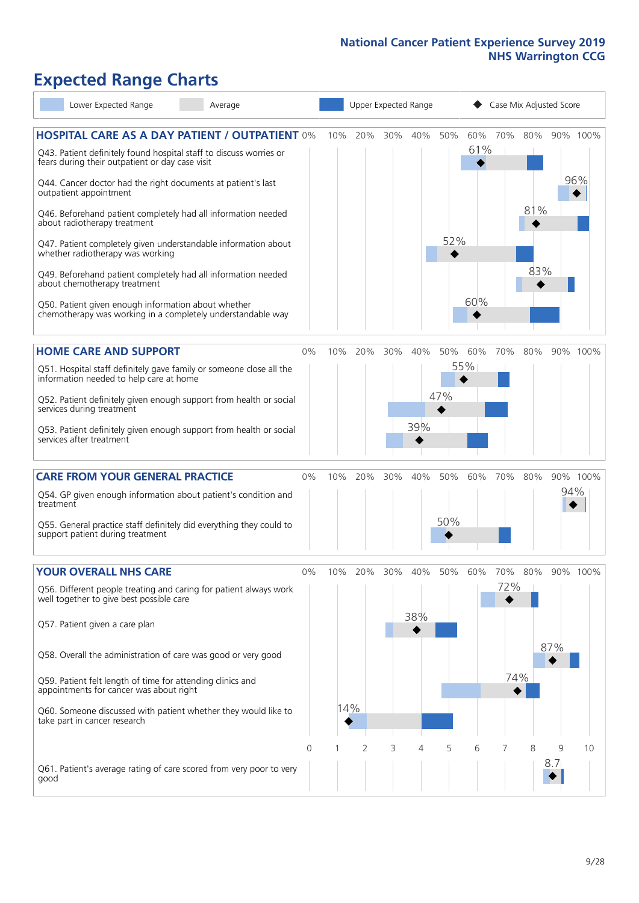# Expected Range Charts

Lower Expected Range | Average | Upper Expected Range | Case Mix Adjusted Score

## HOSPITAL CARE AS A DAY PATIENT / OUTPATIENT

| Question | Case Mix Adjusted Score |
|---|---|
| Q43. Patient definitely found hospital staff to discuss worries or fears during their outpatient or day case visit | 61% |
| Q44. Cancer doctor had the right documents at patient's last outpatient appointment | 96% |
| Q46. Beforehand patient completely had all information needed about radiotherapy treatment | 81% |
| Q47. Patient completely given understandable information about whether radiotherapy treatment was working | 52% |
| Q49. Beforehand patient completely had all information needed about chemotherapy treatment | 83% |
| Q50. Patient given enough information about whether chemotherapy treatment was working in a completely understandable way | 60% |

## HOME CARE AND SUPPORT

| Question | Case Mix Adjusted Score |
|---|---|
| Q51. Hospital staff definitely gave family or someone close all the information needed to help care at home | 55% |
| Q52. Patient definitely given enough support from health or social services during treatment | 47% |
| Q53. Patient definitely given enough support from health or social services after treatment | 39% |

## CARE FROM YOUR GENERAL PRACTICE

| Question | Case Mix Adjusted Score |
|---|---|
| Q54. GP given enough information about patient's condition and treatment | 94% |
| Q55. General practice staff definitely did everything they could to support patient during treatment | 50% |

## YOUR OVERALL NHS CARE

| Question | Case Mix Adjusted Score |
|---|---|
| Q56. Different people treating and caring for patient always work well together to give best possible care | 72% |
| Q57. Patient given a care plan | 38% |
| Q58. Overall the administration of care was good or very good | 87% |
| Q59. Patient felt length of time for attending clinics and appointments for cancer was about right | 74% |
| Q60. Someone discussed with patient whether they would like to take part in cancer research | 14% |
| Q61. Patient's average rating of care scored from very poor to very good | 8.7 |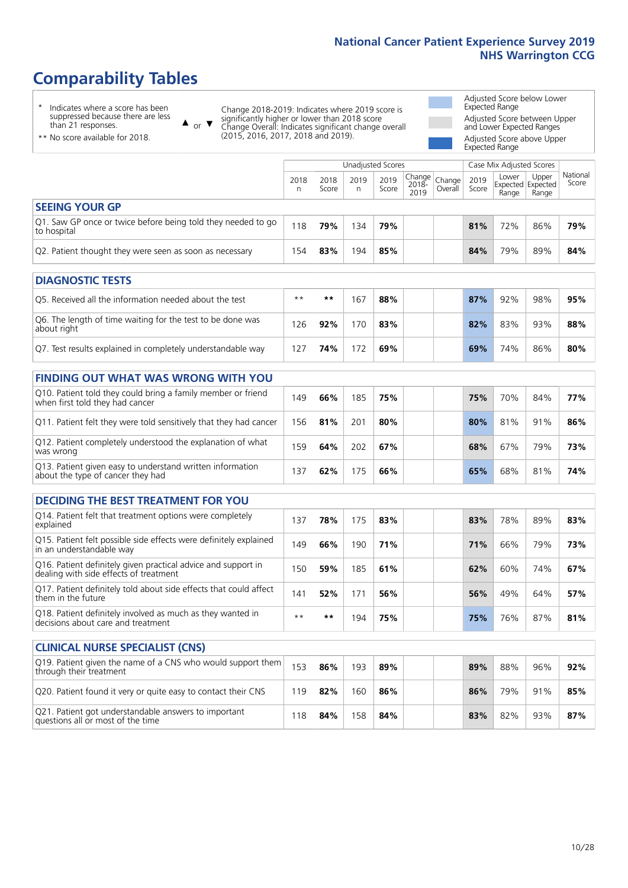# Comparability Tables

\* Indicates where a score has been suppressed because there are less than 21 responses.

\*\* No score available for 2018.

▲ or ▼ Change 2018-2019: Indicates where 2019 score is significantly higher or lower than 2018 score. Change Overall: Indicates significant change overall (2015, 2016, 2017, 2018 and 2019).

Adjusted Score below Lower Expected Range

Adjusted Score between Upper and Lower Expected Ranges

Adjusted Score above Upper Expected Range

| | Unadjusted Scores | | | | | | Case Mix Adjusted Scores | | | |
|---|---|---|---|---|---|---|---|---|---|---|
| | 2018 n | 2018 Score | 2019 n | 2019 Score | Change 2018-2019 | Change Overall | 2019 Score | Lower Expected Range | Upper Expected Range | National Score |
| **SEEING YOUR GP** | | | | | | | | | | |
| Q1. Saw GP once or twice before being told they needed to go to hospital | 118 | **79%** | 134 | **79%** | | | **81%** | 72% | 86% | **79%** |
| Q2. Patient thought they were seen as soon as necessary | 154 | **83%** | 194 | **85%** | | | **84%** | 79% | 89% | **84%** |
| **DIAGNOSTIC TESTS** | | | | | | | | | | |
| Q5. Received all the information needed about the test | ** | ** | 167 | **88%** | | | **87%** | 92% | 98% | **95%** |
| Q6. The length of time waiting for the test to be done was about right | 126 | **92%** | 170 | **83%** | | | **82%** | 83% | 93% | **88%** |
| Q7. Test results explained in completely understandable way | 127 | **74%** | 172 | **69%** | | | **69%** | 74% | 86% | **80%** |
| **FINDING OUT WHAT WAS WRONG WITH YOU** | | | | | | | | | | |
| Q10. Patient told they could bring a family member or friend when first told they had cancer | 149 | **66%** | 185 | **75%** | | | **75%** | 70% | 84% | **77%** |
| Q11. Patient felt they were told sensitively that they had cancer | 156 | **81%** | 201 | **80%** | | | **80%** | 81% | 91% | **86%** |
| Q12. Patient completely understood the explanation of what was wrong | 159 | **64%** | 202 | **67%** | | | **68%** | 67% | 79% | **73%** |
| Q13. Patient given easy to understand written information about the type of cancer they had | 137 | **62%** | 175 | **66%** | | | **65%** | 68% | 81% | **74%** |
| **DECIDING THE BEST TREATMENT FOR YOU** | | | | | | | | | | |
| Q14. Patient felt that treatment options were completely explained | 137 | **78%** | 175 | **83%** | | | **83%** | 78% | 89% | **83%** |
| Q15. Patient felt possible side effects were definitely explained in an understandable way | 149 | **66%** | 190 | **71%** | | | **71%** | 66% | 79% | **73%** |
| Q16. Patient definitely given practical advice and support in dealing with side effects of treatment | 150 | **59%** | 185 | **61%** | | | **62%** | 60% | 74% | **67%** |
| Q17. Patient definitely told about side effects that could affect them in the future | 141 | **52%** | 171 | **56%** | | | **56%** | 49% | 64% | **57%** |
| Q18. Patient definitely involved as much as they wanted in decisions about care and treatment | ** | ** | 194 | **75%** | | | **75%** | 76% | 87% | **81%** |
| **CLINICAL NURSE SPECIALIST (CNS)** | | | | | | | | | | |
| Q19. Patient given the name of a CNS who would support them through their treatment | 153 | **86%** | 193 | **89%** | | | **89%** | 88% | 96% | **92%** |
| Q20. Patient found it very or quite easy to contact their CNS | 119 | **82%** | 160 | **86%** | | | **86%** | 79% | 91% | **85%** |
| Q21. Patient got understandable answers to important questions all or most of the time | 118 | **84%** | 158 | **84%** | | | **83%** | 82% | 93% | **87%** |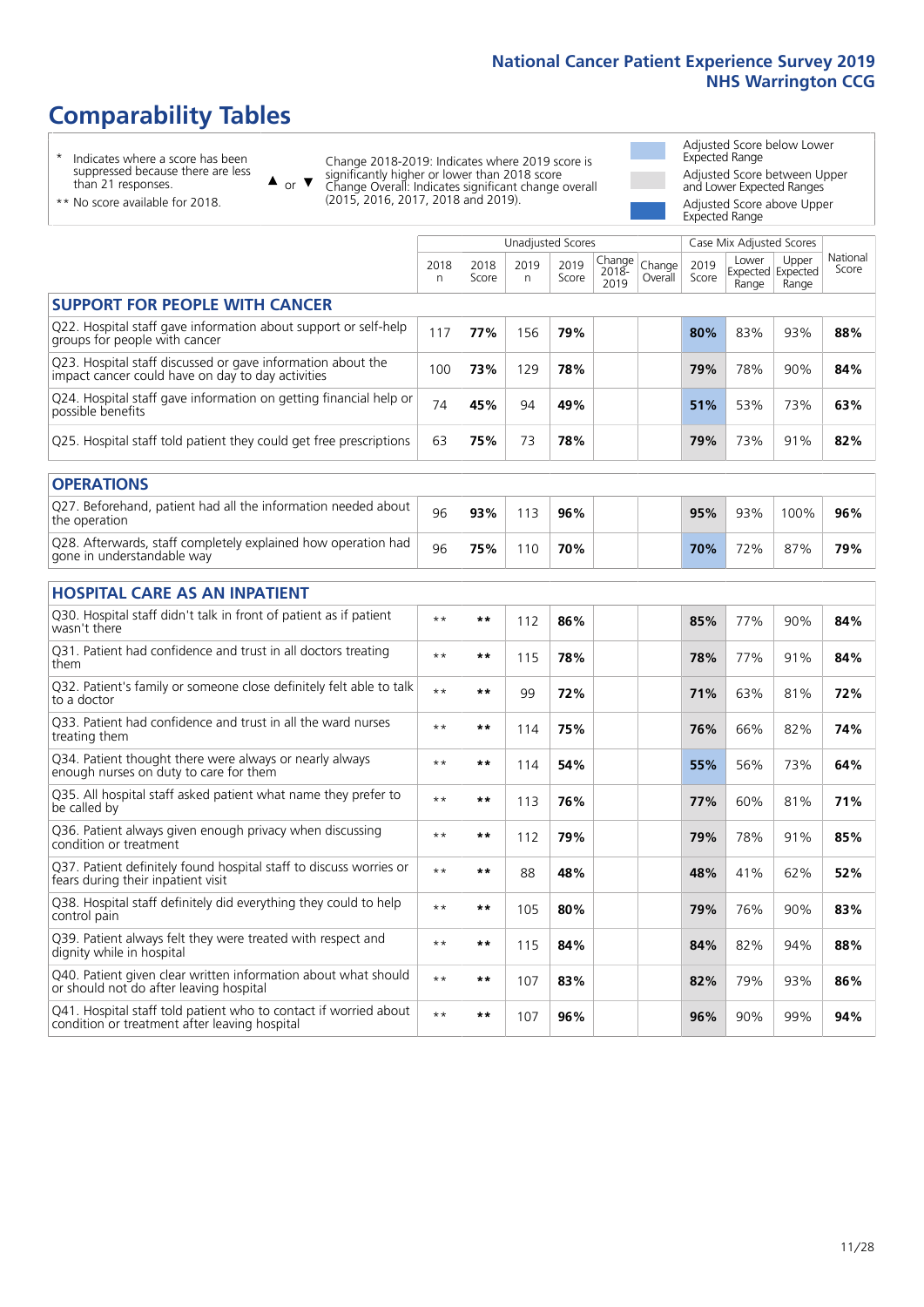# Comparability Tables

- \* Indicates where a score has been suppressed because there are less than 21 responses.
- \*\* No score available for 2018.

▲ or ▼ Change 2018-2019: Indicates where 2019 score is significantly higher or lower than 2018 score. Change Overall: Indicates significant change overall (2015, 2016, 2017, 2018 and 2019).

- Adjusted Score below Lower Expected Range
- Adjusted Score between Upper and Lower Expected Ranges
- Adjusted Score above Upper Expected Range

| | Unadjusted Scores | | | | | | Case Mix Adjusted Scores | | | |
|---|---|---|---|---|---|---|---|---|---|---|
| | 2018 n | 2018 Score | 2019 n | 2019 Score | Change 2018-2019 | Change Overall | 2019 Score | Lower Expected Range | Upper Expected Range | National Score |
| **SUPPORT FOR PEOPLE WITH CANCER** | | | | | | | | | | |
| Q22. Hospital staff gave information about support or self-help groups for people with cancer | 117 | 77% | 156 | 79% | | | 80% | 83% | 93% | 88% |
| Q23. Hospital staff discussed or gave information about the impact cancer could have on day to day activities | 100 | 73% | 129 | 78% | | | 79% | 78% | 90% | 84% |
| Q24. Hospital staff gave information on getting financial help or possible benefits | 74 | 45% | 94 | 49% | | | 51% | 53% | 73% | 63% |
| Q25. Hospital staff told patient they could get free prescriptions | 63 | 75% | 73 | 78% | | | 79% | 73% | 91% | 82% |
| **OPERATIONS** | | | | | | | | | | |
| Q27. Beforehand, patient had all the information needed about the operation | 96 | 93% | 113 | 96% | | | 95% | 93% | 100% | 96% |
| Q28. Afterwards, staff completely explained how operation had gone in understandable way | 96 | 75% | 110 | 70% | | | 70% | 72% | 87% | 79% |
| **HOSPITAL CARE AS AN INPATIENT** | | | | | | | | | | |
| Q30. Hospital staff didn't talk in front of patient as if patient wasn't there | ** | ** | 112 | 86% | | | 85% | 77% | 90% | 84% |
| Q31. Patient had confidence and trust in all doctors treating them | ** | ** | 115 | 78% | | | 78% | 77% | 91% | 84% |
| Q32. Patient's family or someone close definitely felt able to talk to a doctor | ** | ** | 99 | 72% | | | 71% | 63% | 81% | 72% |
| Q33. Patient had confidence and trust in all the ward nurses treating them | ** | ** | 114 | 75% | | | 76% | 66% | 82% | 74% |
| Q34. Patient thought there were always or nearly always enough nurses on duty to care for them | ** | ** | 114 | 54% | | | 55% | 56% | 73% | 64% |
| Q35. All hospital staff asked patient what name they prefer to be called by | ** | ** | 113 | 76% | | | 77% | 60% | 81% | 71% |
| Q36. Patient always given enough privacy when discussing condition or treatment | ** | ** | 112 | 79% | | | 79% | 78% | 91% | 85% |
| Q37. Patient definitely found hospital staff to discuss worries or fears during their inpatient visit | ** | ** | 88 | 48% | | | 48% | 41% | 62% | 52% |
| Q38. Hospital staff definitely did everything they could to help control pain | ** | ** | 105 | 80% | | | 79% | 76% | 90% | 83% |
| Q39. Patient always felt they were treated with respect and dignity while in hospital | ** | ** | 115 | 84% | | | 84% | 82% | 94% | 88% |
| Q40. Patient given clear written information about what should or should not do after leaving hospital | ** | ** | 107 | 83% | | | 82% | 79% | 93% | 86% |
| Q41. Hospital staff told patient who to contact if worried about condition or treatment after leaving hospital | ** | ** | 107 | 96% | | | 96% | 90% | 99% | 94% |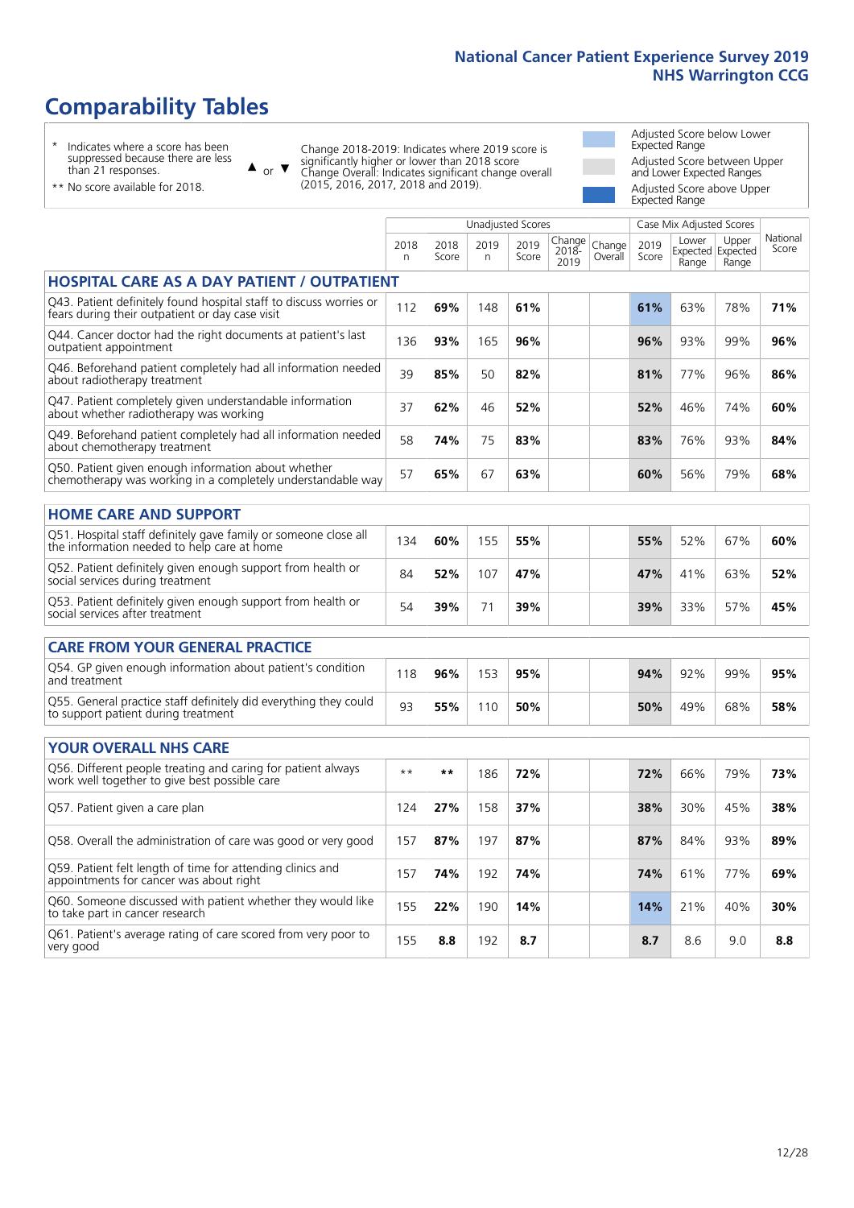# Comparability Tables

\* Indicates where a score has been suppressed because there are less than 21 responses.

\*\* No score available for 2018.

▲ or ▼ Change 2018-2019: Indicates where 2019 score is significantly higher or lower than 2018 score Change Overall: Indicates significant change overall (2015, 2016, 2017, 2018 and 2019).

Adjusted Score below Lower Expected Range

Adjusted Score between Upper and Lower Expected Ranges

Adjusted Score above Upper Expected Range

| | Unadjusted Scores | | | | | | Case Mix Adjusted Scores | | | |
|---|---|---|---|---|---|---|---|---|---|---|
| | 2018 n | 2018 Score | 2019 n | 2019 Score | Change 2018-2019 | Change Overall | 2019 Score | Lower Expected Range | Upper Expected Range | National Score |
| **HOSPITAL CARE AS A DAY PATIENT / OUTPATIENT** | | | | | | | | | | |
| Q43. Patient definitely found hospital staff to discuss worries or fears during their outpatient or day case visit | 112 | **69%** | 148 | **61%** | | | **61%** | 63% | 78% | **71%** |
| Q44. Cancer doctor had the right documents at patient's last outpatient appointment | 136 | **93%** | 165 | **96%** | | | **96%** | 93% | 99% | **96%** |
| Q46. Beforehand patient completely had all information needed about radiotherapy treatment | 39 | **85%** | 50 | **82%** | | | **81%** | 77% | 96% | **86%** |
| Q47. Patient completely given understandable information about whether radiotherapy was working | 37 | **62%** | 46 | **52%** | | | **52%** | 46% | 74% | **60%** |
| Q49. Beforehand patient completely had all information needed about chemotherapy treatment | 58 | **74%** | 75 | **83%** | | | **83%** | 76% | 93% | **84%** |
| Q50. Patient given enough information about whether chemotherapy was working in a completely understandable way | 57 | **65%** | 67 | **63%** | | | **60%** | 56% | 79% | **68%** |
| **HOME CARE AND SUPPORT** | | | | | | | | | | |
| Q51. Hospital staff definitely gave family or someone close all the information needed to help care at home | 134 | **60%** | 155 | **55%** | | | **55%** | 52% | 67% | **60%** |
| Q52. Patient definitely given enough support from health or social services during treatment | 84 | **52%** | 107 | **47%** | | | **47%** | 41% | 63% | **52%** |
| Q53. Patient definitely given enough support from health or social services after treatment | 54 | **39%** | 71 | **39%** | | | **39%** | 33% | 57% | **45%** |
| **CARE FROM YOUR GENERAL PRACTICE** | | | | | | | | | | |
| Q54. GP given enough information about patient's condition and treatment | 118 | **96%** | 153 | **95%** | | | **94%** | 92% | 99% | **95%** |
| Q55. General practice staff definitely did everything they could to support patient during treatment | 93 | **55%** | 110 | **50%** | | | **50%** | 49% | 68% | **58%** |
| **YOUR OVERALL NHS CARE** | | | | | | | | | | |
| Q56. Different people treating and caring for patient always work well together to give best possible care | ** | ** | 186 | **72%** | | | **72%** | 66% | 79% | **73%** |
| Q57. Patient given a care plan | 124 | **27%** | 158 | **37%** | | | **38%** | 30% | 45% | **38%** |
| Q58. Overall the administration of care was good or very good | 157 | **87%** | 197 | **87%** | | | **87%** | 84% | 93% | **89%** |
| Q59. Patient felt length of time for attending clinics and appointments for cancer was about right | 157 | **74%** | 192 | **74%** | | | **74%** | 61% | 77% | **69%** |
| Q60. Someone discussed with patient whether they would like to take part in cancer research | 155 | **22%** | 190 | **14%** | | | **14%** | 21% | 40% | **30%** |
| Q61. Patient's average rating of care scored from very poor to very good | 155 | **8.8** | 192 | **8.7** | | | **8.7** | 8.6 | 9.0 | **8.8** |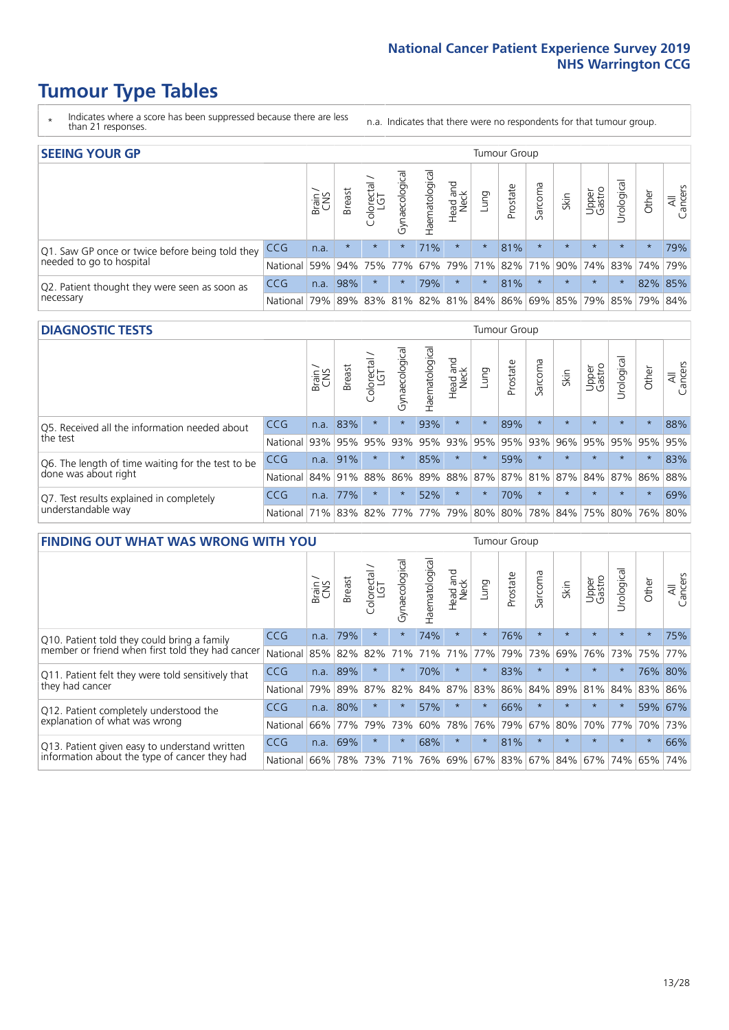# Tumour Type Tables

\* Indicates where a score has been suppressed because there are less than 21 responses.

n.a. Indicates that there were no respondents for that tumour group.

## SEEING YOUR GP

| | | Brain / CNS | Breast | Colorectal / LGT | Gynaecological | Haematological | Head and Neck | Lung | Prostate | Sarcoma | Skin | Upper Gastro | Urological | Other | All Cancers |
|---|---|---|---|---|---|---|---|---|---|---|---|---|---|---|---|
| Q1. Saw GP once or twice before being told they needed to go to hospital | CCG | n.a. | * | * | * | 71% | * | * | 81% | * | * | * | * | * | 79% |
| | National | 59% | 94% | 75% | 77% | 67% | 79% | 71% | 82% | 71% | 90% | 74% | 83% | 74% | 79% |
| Q2. Patient thought they were seen as soon as necessary | CCG | n.a. | 98% | * | * | 79% | * | * | 81% | * | * | * | * | 82% | 85% |
| | National | 79% | 89% | 83% | 81% | 82% | 81% | 84% | 86% | 69% | 85% | 79% | 85% | 79% | 84% |

## DIAGNOSTIC TESTS

| | | Brain / CNS | Breast | Colorectal / LGT | Gynaecological | Haematological | Head and Neck | Lung | Prostate | Sarcoma | Skin | Upper Gastro | Urological | Other | All Cancers |
|---|---|---|---|---|---|---|---|---|---|---|---|---|---|---|---|
| Q5. Received all the information needed about the test | CCG | n.a. | 83% | * | * | 93% | * | * | 89% | * | * | * | * | * | 88% |
| | National | 93% | 95% | 95% | 93% | 95% | 93% | 95% | 95% | 93% | 96% | 95% | 95% | 95% | 95% |
| Q6. The length of time waiting for the test to be done was about right | CCG | n.a. | 91% | * | * | 85% | * | * | 59% | * | * | * | * | * | 83% |
| | National | 84% | 91% | 88% | 86% | 89% | 88% | 87% | 87% | 81% | 87% | 84% | 87% | 86% | 88% |
| Q7. Test results explained in completely understandable way | CCG | n.a. | 77% | * | * | 52% | * | * | 70% | * | * | * | * | * | 69% |
| | National | 71% | 83% | 82% | 77% | 77% | 79% | 80% | 80% | 78% | 84% | 75% | 80% | 76% | 80% |

## FINDING OUT WHAT WAS WRONG WITH YOU

| | | Brain / CNS | Breast | Colorectal / LGT | Gynaecological | Haematological | Head and Neck | Lung | Prostate | Sarcoma | Skin | Upper Gastro | Urological | Other | All Cancers |
|---|---|---|---|---|---|---|---|---|---|---|---|---|---|---|---|
| Q10. Patient told they could bring a family member or friend when first told they had cancer | CCG | n.a. | 79% | * | * | 74% | * | * | 76% | * | * | * | * | * | 75% |
| | National | 85% | 82% | 82% | 71% | 71% | 71% | 77% | 79% | 73% | 69% | 76% | 73% | 75% | 77% |
| Q11. Patient felt they were told sensitively that they had cancer | CCG | n.a. | 89% | * | * | 70% | * | * | 83% | * | * | * | * | 76% | 80% |
| | National | 79% | 89% | 87% | 82% | 84% | 87% | 83% | 86% | 84% | 89% | 81% | 84% | 83% | 86% |
| Q12. Patient completely understood the explanation of what was wrong | CCG | n.a. | 80% | * | * | 57% | * | * | 66% | * | * | * | * | 59% | 67% |
| | National | 66% | 77% | 79% | 73% | 60% | 78% | 76% | 79% | 67% | 80% | 70% | 77% | 70% | 73% |
| Q13. Patient given easy to understand written information about the type of cancer they had | CCG | n.a. | 69% | * | * | 68% | * | * | 81% | * | * | * | * | * | 66% |
| | National | 66% | 78% | 73% | 71% | 76% | 69% | 67% | 83% | 67% | 84% | 67% | 74% | 65% | 74% |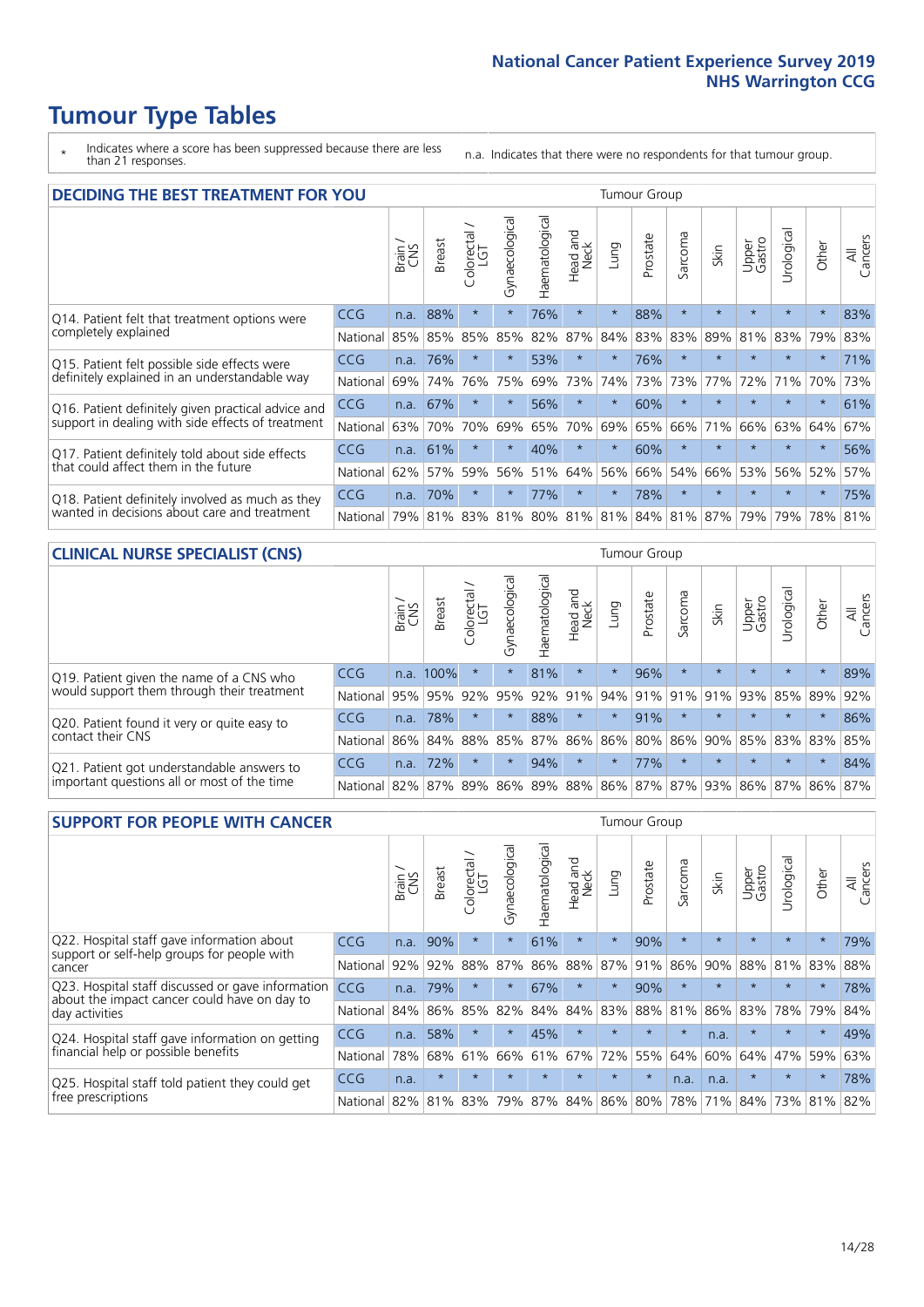# Tumour Type Tables

\* Indicates where a score has been suppressed because there are less than 21 responses.

n.a. Indicates that there were no respondents for that tumour group.

## DECIDING THE BEST TREATMENT FOR YOU

| | | Brain / CNS | Breast | Colorectal / LGT | Gynaecological | Haematological | Head and Neck | Lung | Prostate | Sarcoma | Skin | Upper Gastro | Urological | Other | All Cancers |
|---|---|---|---|---|---|---|---|---|---|---|---|---|---|---|---|
| Q14. Patient felt that treatment options were completely explained | CCG | n.a. | 88% | * | * | 76% | * | * | 88% | * | * | * | * | * | 83% |
| | National | 85% | 85% | 85% | 85% | 82% | 87% | 84% | 83% | 83% | 89% | 81% | 83% | 79% | 83% |
| Q15. Patient felt possible side effects were definitely explained in an understandable way | CCG | n.a. | 76% | * | * | 53% | * | * | 76% | * | * | * | * | * | 71% |
| | National | 69% | 74% | 76% | 75% | 69% | 73% | 74% | 73% | 73% | 77% | 72% | 71% | 70% | 73% |
| Q16. Patient definitely given practical advice and support in dealing with side effects of treatment | CCG | n.a. | 67% | * | * | 56% | * | * | 60% | * | * | * | * | * | 61% |
| | National | 63% | 70% | 70% | 69% | 65% | 70% | 69% | 65% | 66% | 71% | 66% | 63% | 64% | 67% |
| Q17. Patient definitely told about side effects that could affect them in the future | CCG | n.a. | 61% | * | * | 40% | * | * | 60% | * | * | * | * | * | 56% |
| | National | 62% | 57% | 59% | 56% | 51% | 64% | 56% | 66% | 54% | 66% | 53% | 56% | 52% | 57% |
| Q18. Patient definitely involved as much as they wanted in decisions about care and treatment | CCG | n.a. | 70% | * | * | 77% | * | * | 78% | * | * | * | * | * | 75% |
| | National | 79% | 81% | 83% | 81% | 80% | 81% | 81% | 84% | 81% | 87% | 79% | 79% | 78% | 81% |

## CLINICAL NURSE SPECIALIST (CNS)

| | | Brain / CNS | Breast | Colorectal / LGT | Gynaecological | Haematological | Head and Neck | Lung | Prostate | Sarcoma | Skin | Upper Gastro | Urological | Other | All Cancers |
|---|---|---|---|---|---|---|---|---|---|---|---|---|---|---|---|
| Q19. Patient given the name of a CNS who would support them through their treatment | CCG | n.a. | 100% | * | * | 81% | * | * | 96% | * | * | * | * | * | 89% |
| | National | 95% | 95% | 92% | 95% | 92% | 91% | 94% | 91% | 91% | 91% | 93% | 85% | 89% | 92% |
| Q20. Patient found it very or quite easy to contact their CNS | CCG | n.a. | 78% | * | * | 88% | * | * | 91% | * | * | * | * | * | 86% |
| | National | 86% | 84% | 88% | 85% | 87% | 86% | 86% | 80% | 86% | 90% | 85% | 83% | 83% | 85% |
| Q21. Patient got understandable answers to important questions all or most of the time | CCG | n.a. | 72% | * | * | 94% | * | * | 77% | * | * | * | * | * | 84% |
| | National | 82% | 87% | 89% | 86% | 89% | 88% | 86% | 87% | 87% | 93% | 86% | 87% | 86% | 87% |

## SUPPORT FOR PEOPLE WITH CANCER

| | | Brain / CNS | Breast | Colorectal / LGT | Gynaecological | Haematological | Head and Neck | Lung | Prostate | Sarcoma | Skin | Upper Gastro | Urological | Other | All Cancers |
|---|---|---|---|---|---|---|---|---|---|---|---|---|---|---|---|
| Q22. Hospital staff gave information about support or self-help groups for people with cancer | CCG | n.a. | 90% | * | * | 61% | * | * | 90% | * | * | * | * | * | 79% |
| | National | 92% | 92% | 88% | 87% | 86% | 88% | 87% | 91% | 86% | 90% | 88% | 81% | 83% | 88% |
| Q23. Hospital staff discussed or gave information about the impact cancer could have on day to day activities | CCG | n.a. | 79% | * | * | 67% | * | * | 90% | * | * | * | * | * | 78% |
| | National | 84% | 86% | 85% | 82% | 84% | 84% | 83% | 88% | 81% | 86% | 83% | 78% | 79% | 84% |
| Q24. Hospital staff gave information on getting financial help or possible benefits | CCG | n.a. | 58% | * | * | 45% | * | * | * | * | n.a. | * | * | * | 49% |
| | National | 78% | 68% | 61% | 66% | 61% | 67% | 72% | 55% | 64% | 60% | 64% | 47% | 59% | 63% |
| Q25. Hospital staff told patient they could get free prescriptions | CCG | n.a. | * | * | * | * | * | * | * | n.a. | n.a. | * | * | * | 78% |
| | National | 82% | 81% | 83% | 79% | 87% | 84% | 86% | 80% | 78% | 71% | 84% | 73% | 81% | 82% |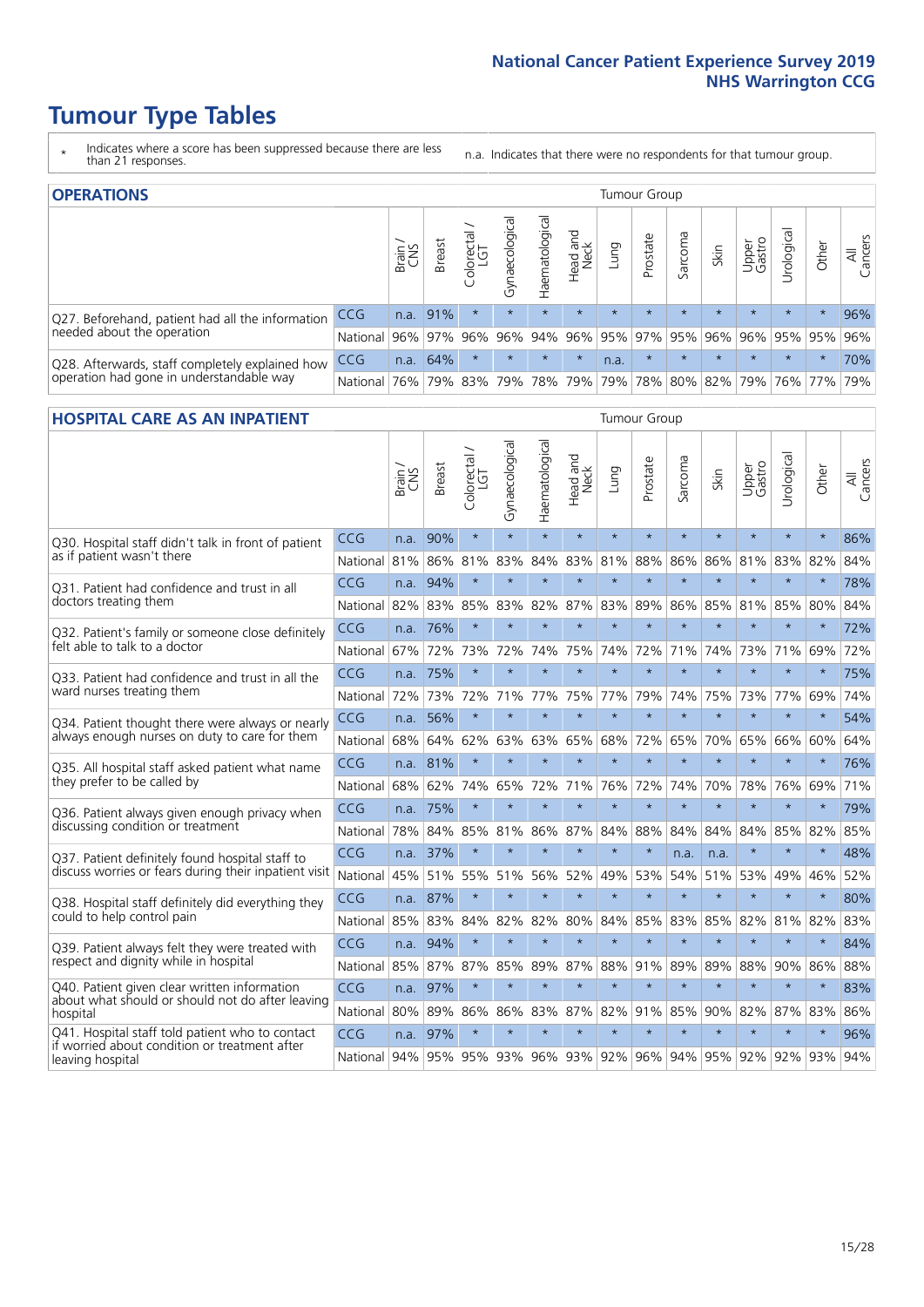# Tumour Type Tables

\* Indicates where a score has been suppressed because there are less than 21 responses.

n.a. Indicates that there were no respondents for that tumour group.

## OPERATIONS

| | | Brain / CNS | Breast | Colorectal / LGT | Gynaecological | Haematological | Head and Neck | Lung | Prostate | Sarcoma | Skin | Upper Gastro | Urological | Other | All Cancers |
|---|---|---|---|---|---|---|---|---|---|---|---|---|---|---|---|
| Q27. Beforehand, patient had all the information needed about the operation | CCG | n.a. | 91% | * | * | * | * | * | * | * | * | * | * | * | 96% |
| | National | 96% | 97% | 96% | 96% | 94% | 96% | 95% | 97% | 95% | 96% | 96% | 95% | 95% | 96% |
| Q28. Afterwards, staff completely explained how operation had gone in understandable way | CCG | n.a. | 64% | * | * | * | * | n.a. | * | * | * | * | * | * | 70% |
| | National | 76% | 79% | 83% | 79% | 78% | 79% | 79% | 78% | 80% | 82% | 79% | 76% | 77% | 79% |

## HOSPITAL CARE AS AN INPATIENT

| | | Brain / CNS | Breast | Colorectal / LGT | Gynaecological | Haematological | Head and Neck | Lung | Prostate | Sarcoma | Skin | Upper Gastro | Urological | Other | All Cancers |
|---|---|---|---|---|---|---|---|---|---|---|---|---|---|---|---|
| Q30. Hospital staff didn't talk in front of patient as if patient wasn't there | CCG | n.a. | 90% | * | * | * | * | * | * | * | * | * | * | * | 86% |
| | National | 81% | 86% | 81% | 83% | 84% | 83% | 81% | 88% | 86% | 86% | 81% | 83% | 82% | 84% |
| Q31. Patient had confidence and trust in all doctors treating them | CCG | n.a. | 94% | * | * | * | * | * | * | * | * | * | * | * | 78% |
| | National | 82% | 83% | 85% | 83% | 82% | 87% | 83% | 89% | 86% | 85% | 81% | 85% | 80% | 84% |
| Q32. Patient's family or someone close definitely felt able to talk to a doctor | CCG | n.a. | 76% | * | * | * | * | * | * | * | * | * | * | * | 72% |
| | National | 67% | 72% | 73% | 72% | 74% | 75% | 74% | 72% | 71% | 74% | 73% | 71% | 69% | 72% |
| Q33. Patient had confidence and trust in all the ward nurses treating them | CCG | n.a. | 75% | * | * | * | * | * | * | * | * | * | * | * | 75% |
| | National | 72% | 73% | 72% | 71% | 77% | 75% | 77% | 79% | 74% | 75% | 73% | 77% | 69% | 74% |
| Q34. Patient thought there were always or nearly always enough nurses on duty to care for them | CCG | n.a. | 56% | * | * | * | * | * | * | * | * | * | * | * | 54% |
| | National | 68% | 64% | 62% | 63% | 63% | 65% | 68% | 72% | 65% | 70% | 65% | 66% | 60% | 64% |
| Q35. All hospital staff asked patient what name they prefer to be called by | CCG | n.a. | 81% | * | * | * | * | * | * | * | * | * | * | * | 76% |
| | National | 68% | 62% | 74% | 65% | 72% | 71% | 76% | 72% | 74% | 70% | 78% | 76% | 69% | 71% |
| Q36. Patient always given enough privacy when discussing condition or treatment | CCG | n.a. | 75% | * | * | * | * | * | * | * | * | * | * | * | 79% |
| | National | 78% | 84% | 85% | 81% | 86% | 87% | 84% | 88% | 84% | 84% | 84% | 85% | 82% | 85% |
| Q37. Patient definitely found hospital staff to discuss worries or fears during their inpatient visit | CCG | n.a. | 37% | * | * | * | * | * | * | n.a. | n.a. | * | * | * | 48% |
| | National | 45% | 51% | 55% | 51% | 56% | 52% | 49% | 53% | 54% | 51% | 53% | 49% | 46% | 52% |
| Q38. Hospital staff definitely did everything they could to help control pain | CCG | n.a. | 87% | * | * | * | * | * | * | * | * | * | * | * | 80% |
| | National | 85% | 83% | 84% | 82% | 82% | 80% | 84% | 85% | 83% | 85% | 82% | 81% | 82% | 83% |
| Q39. Patient always felt they were treated with respect and dignity while in hospital | CCG | n.a. | 94% | * | * | * | * | * | * | * | * | * | * | * | 84% |
| | National | 85% | 87% | 87% | 85% | 89% | 87% | 88% | 91% | 89% | 89% | 88% | 90% | 86% | 88% |
| Q40. Patient given clear written information about what should or should not do after leaving hospital | CCG | n.a. | 97% | * | * | * | * | * | * | * | * | * | * | * | 83% |
| | National | 80% | 89% | 86% | 86% | 83% | 87% | 82% | 91% | 85% | 90% | 82% | 87% | 83% | 86% |
| Q41. Hospital staff told patient who to contact if worried about condition or treatment after leaving hospital | CCG | n.a. | 97% | * | * | * | * | * | * | * | * | * | * | * | 96% |
| | National | 94% | 95% | 95% | 93% | 96% | 93% | 92% | 96% | 94% | 95% | 92% | 92% | 93% | 94% |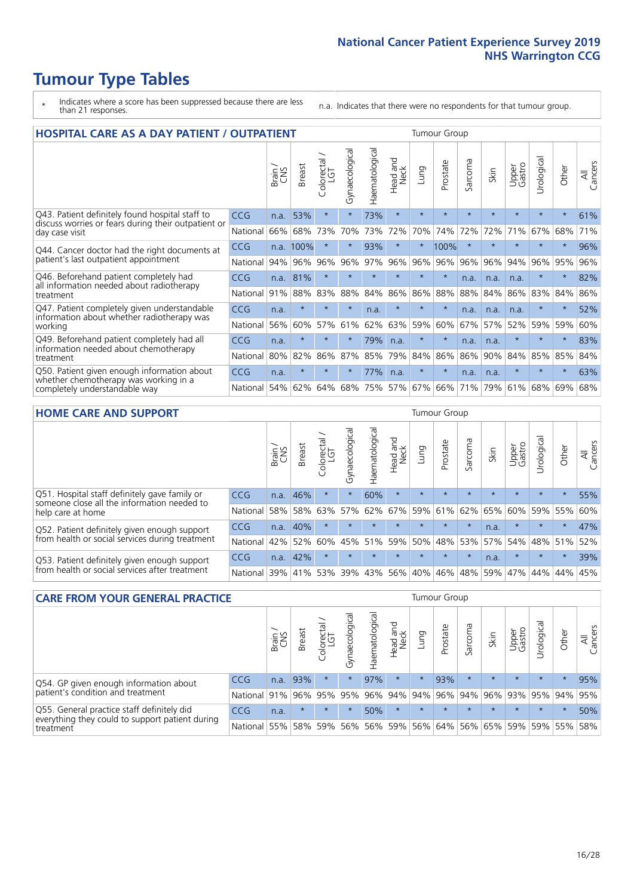# Tumour Type Tables

\* Indicates where a score has been suppressed because there are less than 21 responses.

n.a. Indicates that there were no respondents for that tumour group.

## HOSPITAL CARE AS A DAY PATIENT / OUTPATIENT

| | | Brain / CNS | Breast | Colorectal / LGT | Gynaecological | Haematological | Head and Neck | Lung | Prostate | Sarcoma | Skin | Upper Gastro | Urological | Other | All Cancers |
|---|---|---|---|---|---|---|---|---|---|---|---|---|---|---|---|
| Q43. Patient definitely found hospital staff to discuss worries or fears during their outpatient or day case visit | CCG | n.a. | 53% | * | * | 73% | * | * | * | * | * | * | * | * | 61% |
| | National | 66% | 68% | 73% | 70% | 73% | 72% | 70% | 74% | 72% | 72% | 71% | 67% | 68% | 71% |
| Q44. Cancer doctor had the right documents at patient's last outpatient appointment | CCG | n.a. | 100% | * | * | 93% | * | * | 100% | * | * | * | * | * | 96% |
| | National | 94% | 96% | 96% | 96% | 97% | 96% | 96% | 96% | 96% | 96% | 94% | 96% | 95% | 96% |
| Q46. Beforehand patient completely had all information needed about radiotherapy treatment | CCG | n.a. | 81% | * | * | * | * | * | * | n.a. | n.a. | n.a. | * | * | 82% |
| | National | 91% | 88% | 83% | 88% | 84% | 86% | 86% | 88% | 88% | 84% | 86% | 83% | 84% | 86% |
| Q47. Patient completely given understandable information about whether radiotherapy was working | CCG | n.a. | * | * | * | n.a. | * | * | * | n.a. | n.a. | n.a. | * | * | 52% |
| | National | 56% | 60% | 57% | 61% | 62% | 63% | 59% | 60% | 67% | 57% | 52% | 59% | 59% | 60% |
| Q49. Beforehand patient completely had all information needed about chemotherapy treatment | CCG | n.a. | * | * | * | 79% | n.a. | * | * | n.a. | n.a. | * | * | * | 83% |
| | National | 80% | 82% | 86% | 87% | 85% | 79% | 84% | 86% | 86% | 90% | 84% | 85% | 85% | 84% |
| Q50. Patient given enough information about whether chemotherapy was working in a completely understandable way | CCG | n.a. | * | * | * | 77% | n.a. | * | * | n.a. | n.a. | * | * | * | 63% |
| | National | 54% | 62% | 64% | 68% | 75% | 57% | 67% | 66% | 71% | 79% | 61% | 68% | 69% | 68% |

## HOME CARE AND SUPPORT

| | | Brain / CNS | Breast | Colorectal / LGT | Gynaecological | Haematological | Head and Neck | Lung | Prostate | Sarcoma | Skin | Upper Gastro | Urological | Other | All Cancers |
|---|---|---|---|---|---|---|---|---|---|---|---|---|---|---|---|
| Q51. Hospital staff definitely gave family or someone close all the information needed to help care at home | CCG | n.a. | 46% | * | * | 60% | * | * | * | * | * | * | * | * | 55% |
| | National | 58% | 58% | 63% | 57% | 62% | 67% | 59% | 61% | 62% | 65% | 60% | 59% | 55% | 60% |
| Q52. Patient definitely given enough support from health or social services during treatment | CCG | n.a. | 40% | * | * | * | * | * | * | * | n.a. | * | * | * | 47% |
| | National | 42% | 52% | 60% | 45% | 51% | 59% | 50% | 48% | 53% | 57% | 54% | 48% | 51% | 52% |
| Q53. Patient definitely given enough support from health or social services after treatment | CCG | n.a. | 42% | * | * | * | * | * | * | * | n.a. | * | * | * | 39% |
| | National | 39% | 41% | 53% | 39% | 43% | 56% | 40% | 46% | 48% | 59% | 47% | 44% | 44% | 45% |

## CARE FROM YOUR GENERAL PRACTICE

| | | Brain / CNS | Breast | Colorectal / LGT | Gynaecological | Haematological | Head and Neck | Lung | Prostate | Sarcoma | Skin | Upper Gastro | Urological | Other | All Cancers |
|---|---|---|---|---|---|---|---|---|---|---|---|---|---|---|---|
| Q54. GP given enough information about patient's condition and treatment | CCG | n.a. | 93% | * | * | 97% | * | * | 93% | * | * | * | * | * | 95% |
| | National | 91% | 96% | 95% | 95% | 96% | 94% | 94% | 96% | 94% | 96% | 93% | 95% | 94% | 95% |
| Q55. General practice staff definitely did everything they could to support patient during treatment | CCG | n.a. | * | * | * | 50% | * | * | * | * | * | * | * | * | 50% |
| | National | 55% | 58% | 59% | 56% | 56% | 59% | 56% | 64% | 56% | 65% | 59% | 59% | 55% | 58% |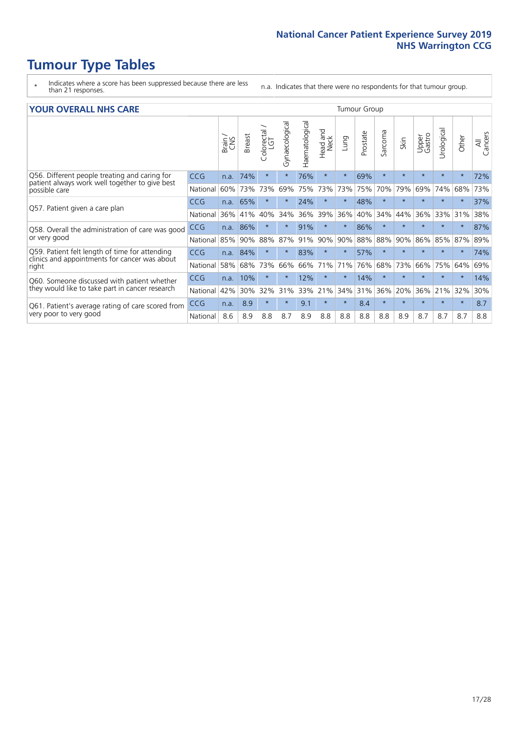# Tumour Type Tables

\* Indicates where a score has been suppressed because there are less than 21 responses.

n.a. Indicates that there were no respondents for that tumour group.

## YOUR OVERALL NHS CARE

| | | Brain / CNS | Breast | Colorectal / LGT | Gynaecological | Haematological | Head and Neck | Lung | Prostate | Sarcoma | Skin | Upper Gastro | Urological | Other | All Cancers |
|---|---|---|---|---|---|---|---|---|---|---|---|---|---|---|---|
| Q56. Different people treating and caring for patient always work well together to give best possible care | CCG | n.a. | 74% | * | * | 76% | * | * | 69% | * | * | * | * | * | 72% |
| | National | 60% | 73% | 73% | 69% | 75% | 73% | 73% | 75% | 70% | 79% | 69% | 74% | 68% | 73% |
| Q57. Patient given a care plan | CCG | n.a. | 65% | * | * | 24% | * | * | 48% | * | * | * | * | * | 37% |
| | National | 36% | 41% | 40% | 34% | 36% | 39% | 36% | 40% | 34% | 44% | 36% | 33% | 31% | 38% |
| Q58. Overall the administration of care was good or very good | CCG | n.a. | 86% | * | * | 91% | * | * | 86% | * | * | * | * | * | 87% |
| | National | 85% | 90% | 88% | 87% | 91% | 90% | 90% | 88% | 88% | 90% | 86% | 85% | 87% | 89% |
| Q59. Patient felt length of time for attending clinics and appointments for cancer was about right | CCG | n.a. | 84% | * | * | 83% | * | * | 57% | * | * | * | * | * | 74% |
| | National | 58% | 68% | 73% | 66% | 66% | 71% | 71% | 76% | 68% | 73% | 66% | 75% | 64% | 69% |
| Q60. Someone discussed with patient whether they would like to take part in cancer research | CCG | n.a. | 10% | * | * | 12% | * | * | 14% | * | * | * | * | * | 14% |
| | National | 42% | 30% | 32% | 31% | 33% | 21% | 34% | 31% | 36% | 20% | 36% | 21% | 32% | 30% |
| Q61. Patient's average rating of care scored from very poor to very good | CCG | n.a. | 8.9 | * | * | 9.1 | * | * | 8.4 | * | * | * | * | * | 8.7 |
| | National | 8.6 | 8.9 | 8.8 | 8.7 | 8.9 | 8.8 | 8.8 | 8.8 | 8.8 | 8.9 | 8.7 | 8.7 | 8.7 | 8.8 |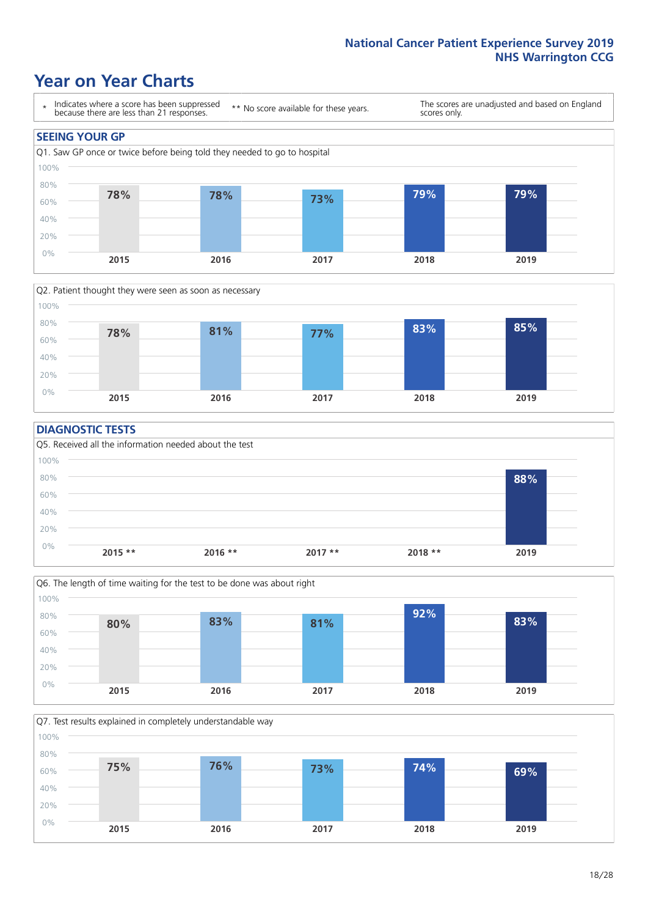# Year on Year Charts

\* Indicates where a score has been suppressed because there are less than 21 responses.

** No score available for these years.

The scores are unadjusted and based on England scores only.

## SEEING YOUR GP

Q1. Saw GP once or twice before being told they needed to go to hospital

| 2015 | 2016 | 2017 | 2018 | 2019 |
|---|---|---|---|---|
| 78% | 78% | 73% | 79% | 79% |

Q2. Patient thought they were seen as soon as necessary

| 2015 | 2016 | 2017 | 2018 | 2019 |
|---|---|---|---|---|
| 78% | 81% | 77% | 83% | 85% |

## DIAGNOSTIC TESTS

Q5. Received all the information needed about the test

| 2015 ** | 2016 ** | 2017 ** | 2018 ** | 2019 |
|---|---|---|---|---|
| | | | | 88% |

Q6. The length of time waiting for the test to be done was about right

| 2015 | 2016 | 2017 | 2018 | 2019 |
|---|---|---|---|---|
| 80% | 83% | 81% | 92% | 83% |

Q7. Test results explained in completely understandable way

| 2015 | 2016 | 2017 | 2018 | 2019 |
|---|---|---|---|---|
| 75% | 76% | 73% | 74% | 69% |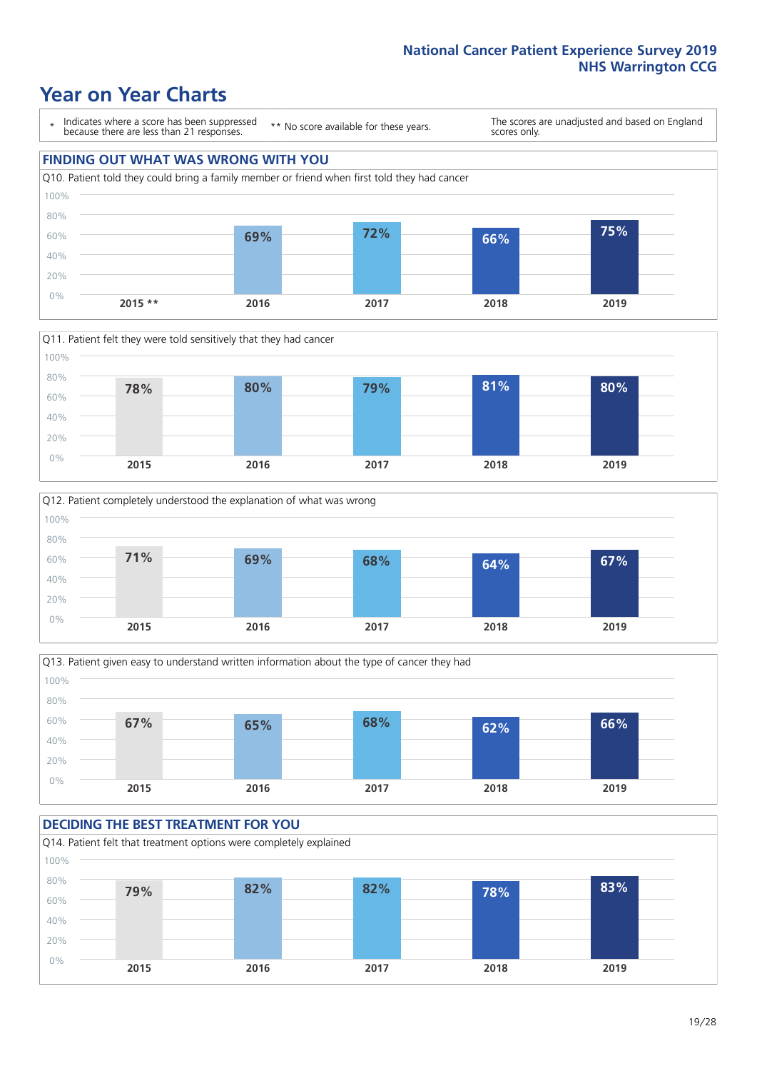# Year on Year Charts

\* Indicates where a score has been suppressed because there are less than 21 responses.

\*\* No score available for these years.

The scores are unadjusted and based on England scores only.

## FINDING OUT WHAT WAS WRONG WITH YOU

Q10. Patient told they could bring a family member or friend when first told they had cancer

| 2015 ** | 2016 | 2017 | 2018 | 2019 |
|---|---|---|---|---|
| | 69% | 72% | 66% | 75% |

Q11. Patient felt they were told sensitively that they had cancer

| 2015 | 2016 | 2017 | 2018 | 2019 |
|---|---|---|---|---|
| 78% | 80% | 79% | 81% | 80% |

Q12. Patient completely understood the explanation of what was wrong

| 2015 | 2016 | 2017 | 2018 | 2019 |
|---|---|---|---|---|
| 71% | 69% | 68% | 64% | 67% |

Q13. Patient given easy to understand written information about the type of cancer they had

| 2015 | 2016 | 2017 | 2018 | 2019 |
|---|---|---|---|---|
| 67% | 65% | 68% | 62% | 66% |

## DECIDING THE BEST TREATMENT FOR YOU

Q14. Patient felt that treatment options were completely explained

| 2015 | 2016 | 2017 | 2018 | 2019 |
|---|---|---|---|---|
| 79% | 82% | 82% | 78% | 83% |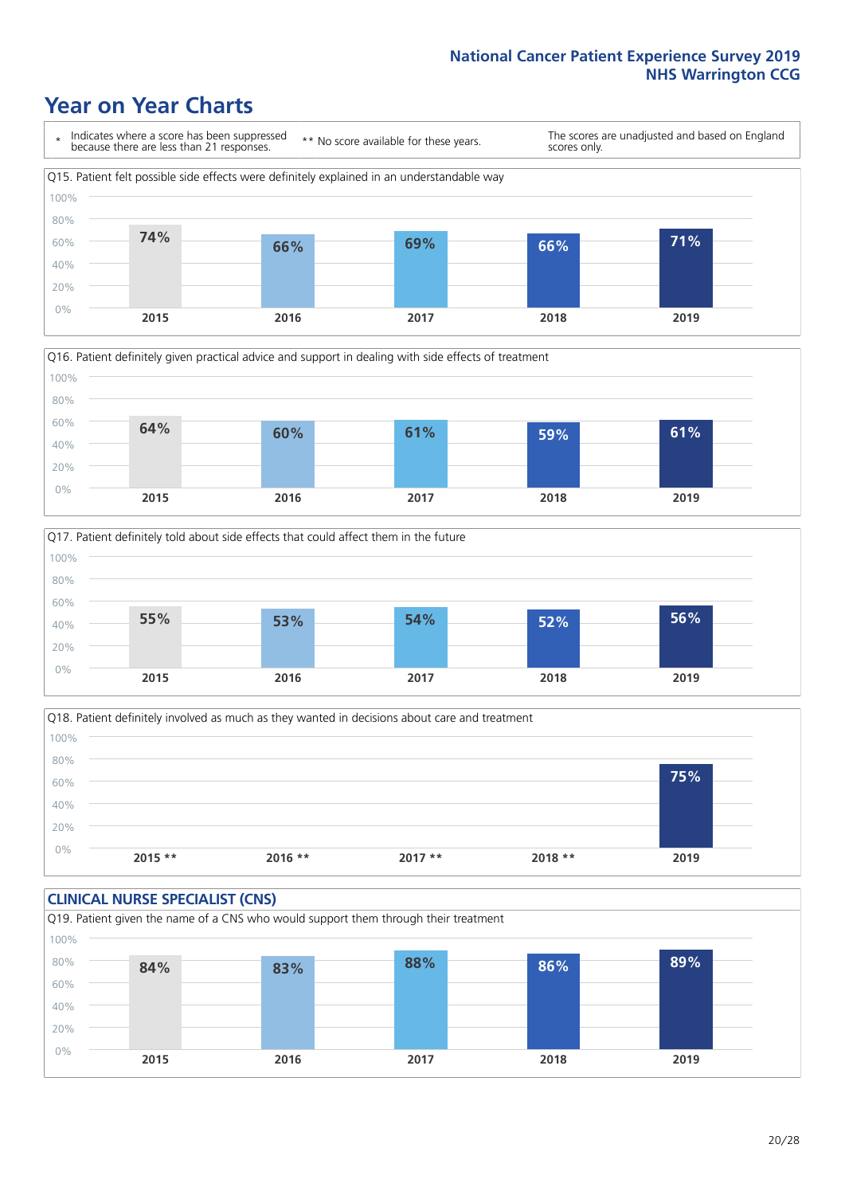# Year on Year Charts

\* Indicates where a score has been suppressed because there are less than 21 responses.

** No score available for these years.

The scores are unadjusted and based on England scores only.

Q15. Patient felt possible side effects were definitely explained in an understandable way

| 2015 | 2016 | 2017 | 2018 | 2019 |
|---|---|---|---|---|
| 74% | 66% | 69% | 66% | 71% |

Q16. Patient definitely given practical advice and support in dealing with side effects of treatment

| 2015 | 2016 | 2017 | 2018 | 2019 |
|---|---|---|---|---|
| 64% | 60% | 61% | 59% | 61% |

Q17. Patient definitely told about side effects that could affect them in the future

| 2015 | 2016 | 2017 | 2018 | 2019 |
|---|---|---|---|---|
| 55% | 53% | 54% | 52% | 56% |

Q18. Patient definitely involved as much as they wanted in decisions about care and treatment

| 2015 ** | 2016 ** | 2017 ** | 2018 ** | 2019 |
|---|---|---|---|---|
| | | | | 75% |

## CLINICAL NURSE SPECIALIST (CNS)

Q19. Patient given the name of a CNS who would support them through their treatment

| 2015 | 2016 | 2017 | 2018 | 2019 |
|---|---|---|---|---|
| 84% | 83% | 88% | 86% | 89% |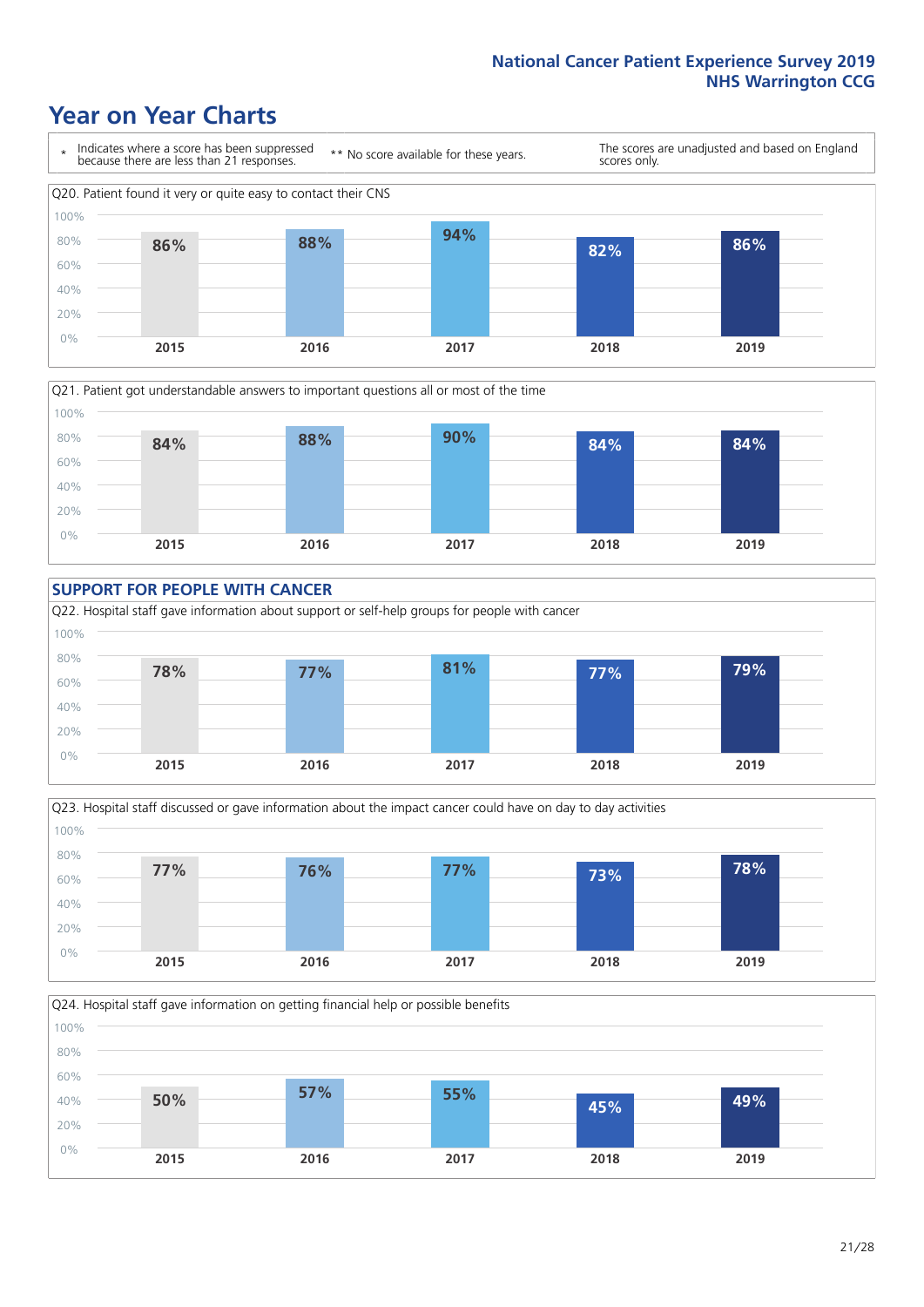# Year on Year Charts

\* Indicates where a score has been suppressed because there are less than 21 responses.

** No score available for these years.

The scores are unadjusted and based on England scores only.

Q20. Patient found it very or quite easy to contact their CNS

| 2015 | 2016 | 2017 | 2018 | 2019 |
|---|---|---|---|---|
| 86% | 88% | 94% | 82% | 86% |

Q21. Patient got understandable answers to important questions all or most of the time

| 2015 | 2016 | 2017 | 2018 | 2019 |
|---|---|---|---|---|
| 84% | 88% | 90% | 84% | 84% |

## SUPPORT FOR PEOPLE WITH CANCER

Q22. Hospital staff gave information about support or self-help groups for people with cancer

| 2015 | 2016 | 2017 | 2018 | 2019 |
|---|---|---|---|---|
| 78% | 77% | 81% | 77% | 79% |

Q23. Hospital staff discussed or gave information about the impact cancer could have on day to day activities

| 2015 | 2016 | 2017 | 2018 | 2019 |
|---|---|---|---|---|
| 77% | 76% | 77% | 73% | 78% |

Q24. Hospital staff gave information on getting financial help or possible benefits

| 2015 | 2016 | 2017 | 2018 | 2019 |
|---|---|---|---|---|
| 50% | 57% | 55% | 45% | 49% |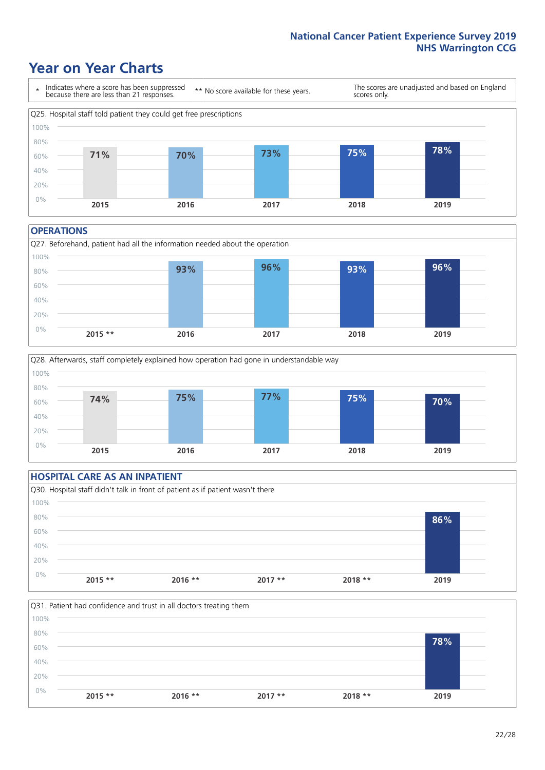# Year on Year Charts

| * Indicates where a score has been suppressed because there are less than 21 responses. | ** No score available for these years. | The scores are unadjusted and based on England scores only. |
|---|---|---|

Q25. Hospital staff told patient they could get free prescriptions

| 2015 | 2016 | 2017 | 2018 | 2019 |
|---|---|---|---|---|
| 71% | 70% | 73% | 75% | 78% |

## OPERATIONS

Q27. Beforehand, patient had all the information needed about the operation

| 2015 ** | 2016 | 2017 | 2018 | 2019 |
|---|---|---|---|---|
| | 93% | 96% | 93% | 96% |

Q28. Afterwards, staff completely explained how operation had gone in understandable way

| 2015 | 2016 | 2017 | 2018 | 2019 |
|---|---|---|---|---|
| 74% | 75% | 77% | 75% | 70% |

## HOSPITAL CARE AS AN INPATIENT

Q30. Hospital staff didn't talk in front of patient as if patient wasn't there

| 2015 ** | 2016 ** | 2017 ** | 2018 ** | 2019 |
|---|---|---|---|---|
| | | | | 86% |

Q31. Patient had confidence and trust in all doctors treating them

| 2015 ** | 2016 ** | 2017 ** | 2018 ** | 2019 |
|---|---|---|---|---|
| | | | | 78% |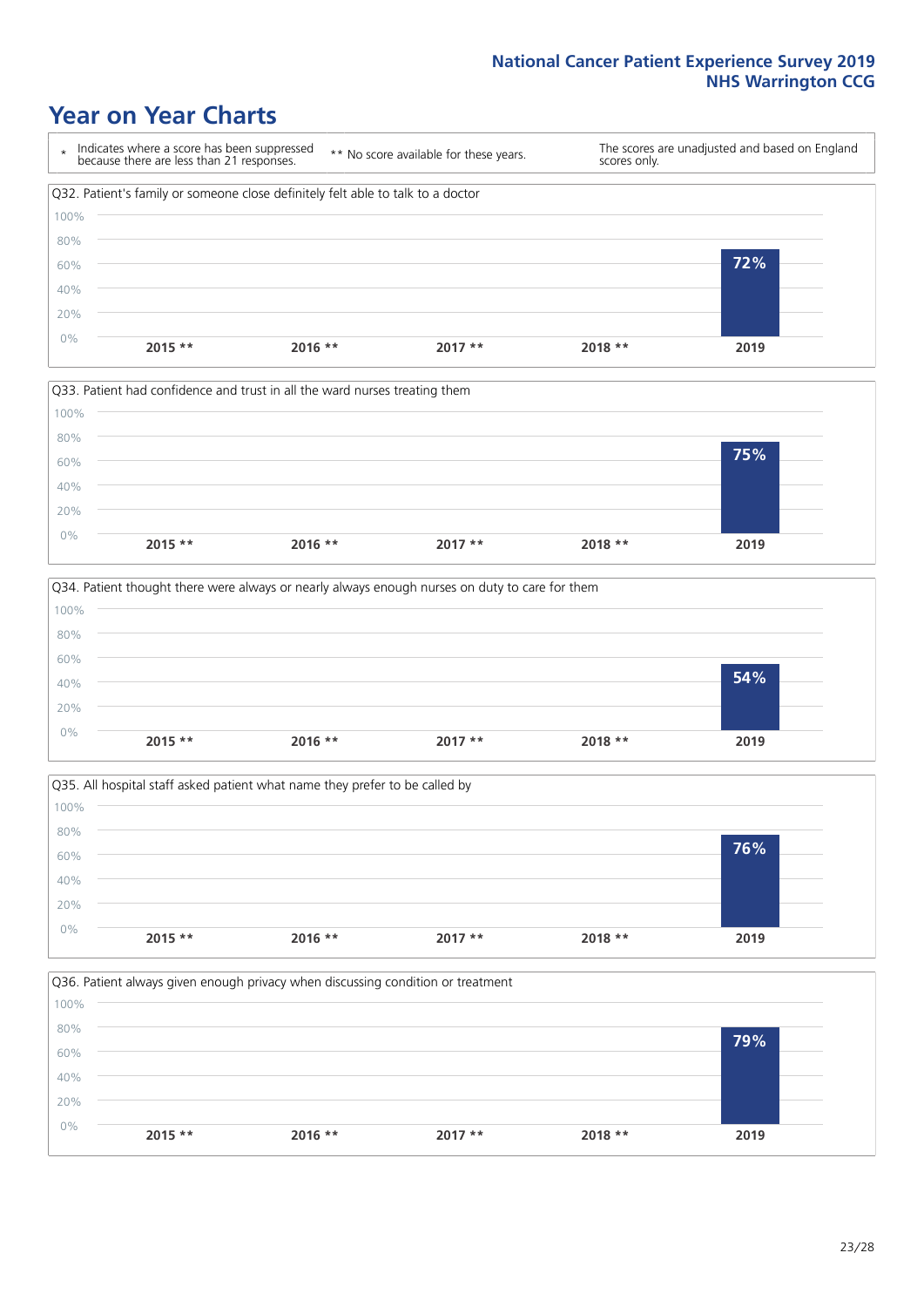# Year on Year Charts

\* Indicates where a score has been suppressed because there are less than 21 responses.

\*\* No score available for these years.

The scores are unadjusted and based on England scores only.

### Q32. Patient's family or someone close definitely felt able to talk to a doctor

| 2015 ** | 2016 ** | 2017 ** | 2018 ** | 2019 |
|---|---|---|---|---|
| | | | | 72% |

### Q33. Patient had confidence and trust in all the ward nurses treating them

| 2015 ** | 2016 ** | 2017 ** | 2018 ** | 2019 |
|---|---|---|---|---|
| | | | | 75% |

### Q34. Patient thought there were always or nearly always enough nurses on duty to care for them

| 2015 ** | 2016 ** | 2017 ** | 2018 ** | 2019 |
|---|---|---|---|---|
| | | | | 54% |

### Q35. All hospital staff asked patient what name they prefer to be called by

| 2015 ** | 2016 ** | 2017 ** | 2018 ** | 2019 |
|---|---|---|---|---|
| | | | | 76% |

### Q36. Patient always given enough privacy when discussing condition or treatment

| 2015 ** | 2016 ** | 2017 ** | 2018 ** | 2019 |
|---|---|---|---|---|
| | | | | 79% |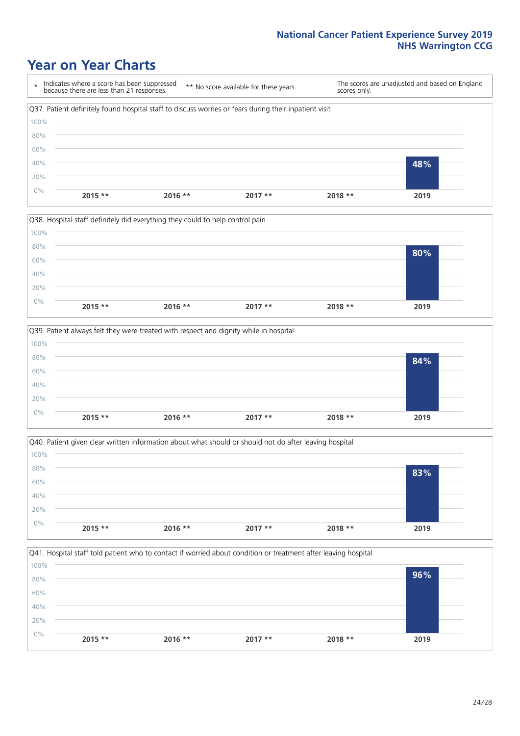# Year on Year Charts

| * Indicates where a score has been suppressed because there are less than 21 responses. | ** No score available for these years. | The scores are unadjusted and based on England scores only. |
|---|---|---|

Q37. Patient definitely found hospital staff to discuss worries or fears during their inpatient visit

| 2015 ** | 2016 ** | 2017 ** | 2018 ** | 2019 |
|---|---|---|---|---|
| | | | | 48% |

Q38. Hospital staff definitely did everything they could to help control pain

| 2015 ** | 2016 ** | 2017 ** | 2018 ** | 2019 |
|---|---|---|---|---|
| | | | | 80% |

Q39. Patient always felt they were treated with respect and dignity while in hospital

| 2015 ** | 2016 ** | 2017 ** | 2018 ** | 2019 |
|---|---|---|---|---|
| | | | | 84% |

Q40. Patient given clear written information about what should or should not do after leaving hospital

| 2015 ** | 2016 ** | 2017 ** | 2018 ** | 2019 |
|---|---|---|---|---|
| | | | | 83% |

Q41. Hospital staff told patient who to contact if worried about condition or treatment after leaving hospital

| 2015 ** | 2016 ** | 2017 ** | 2018 ** | 2019 |
|---|---|---|---|---|
| | | | | 96% |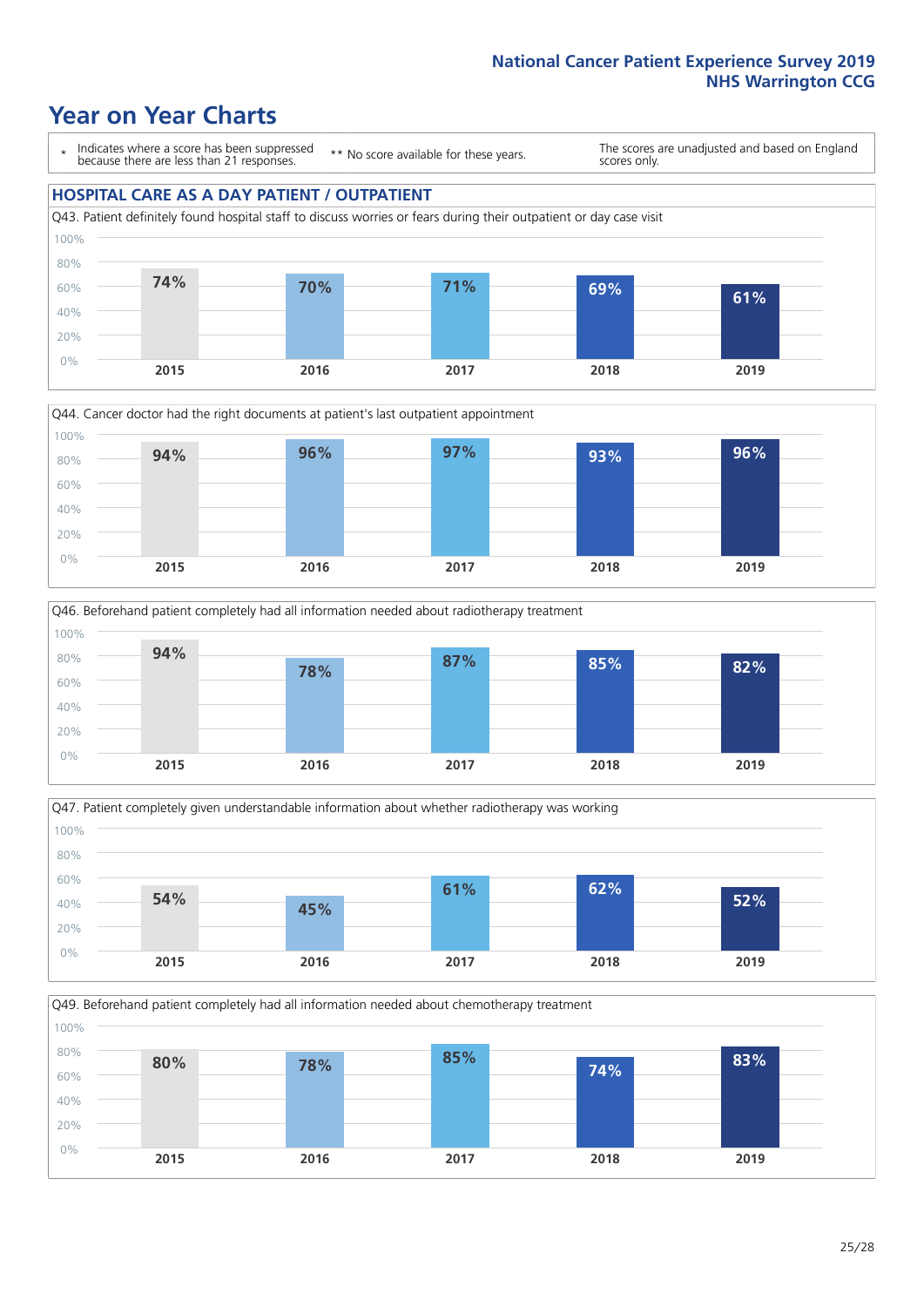# Year on Year Charts

\* Indicates where a score has been suppressed because there are less than 21 responses.

\*\* No score available for these years.

The scores are unadjusted and based on England scores only.

## HOSPITAL CARE AS A DAY PATIENT / OUTPATIENT

Q43. Patient definitely found hospital staff to discuss worries or fears during their outpatient or day case visit

| 2015 | 2016 | 2017 | 2018 | 2019 |
|---|---|---|---|---|
| 74% | 70% | 71% | 69% | 61% |

Q44. Cancer doctor had the right documents at patient's last outpatient appointment

| 2015 | 2016 | 2017 | 2018 | 2019 |
|---|---|---|---|---|
| 94% | 96% | 97% | 93% | 96% |

Q46. Beforehand patient completely had all information needed about radiotherapy treatment

| 2015 | 2016 | 2017 | 2018 | 2019 |
|---|---|---|---|---|
| 94% | 78% | 87% | 85% | 82% |

Q47. Patient completely given understandable information about whether radiotherapy was working

| 2015 | 2016 | 2017 | 2018 | 2019 |
|---|---|---|---|---|
| 54% | 45% | 61% | 62% | 52% |

Q49. Beforehand patient completely had all information needed about chemotherapy treatment

| 2015 | 2016 | 2017 | 2018 | 2019 |
|---|---|---|---|---|
| 80% | 78% | 85% | 74% | 83% |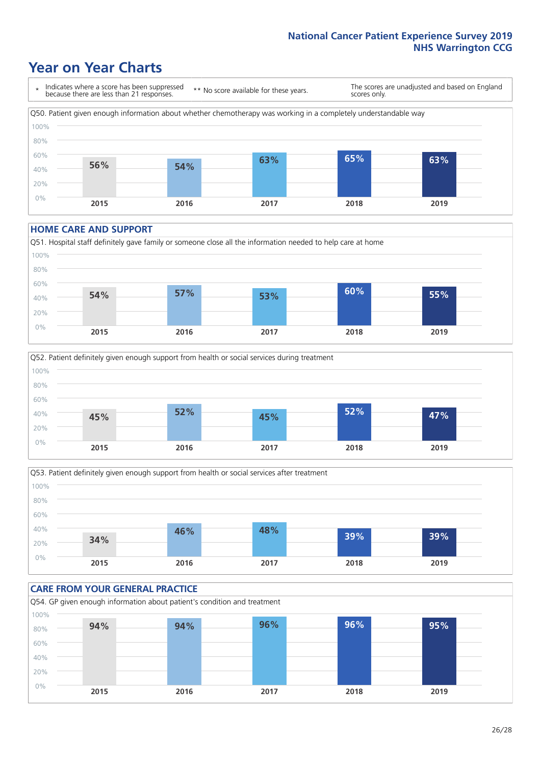# Year on Year Charts

\* Indicates where a score has been suppressed because there are less than 21 responses.

\*\* No score available for these years.

The scores are unadjusted and based on England scores only.

Q50. Patient given enough information about whether chemotherapy was working in a completely understandable way

| 2015 | 2016 | 2017 | 2018 | 2019 |
|---|---|---|---|---|
| 56% | 54% | 63% | 65% | 63% |

## HOME CARE AND SUPPORT

Q51. Hospital staff definitely gave family or someone close all the information needed to help care at home

| 2015 | 2016 | 2017 | 2018 | 2019 |
|---|---|---|---|---|
| 54% | 57% | 53% | 60% | 55% |

Q52. Patient definitely given enough support from health or social services during treatment

| 2015 | 2016 | 2017 | 2018 | 2019 |
|---|---|---|---|---|
| 45% | 52% | 45% | 52% | 47% |

Q53. Patient definitely given enough support from health or social services after treatment

| 2015 | 2016 | 2017 | 2018 | 2019 |
|---|---|---|---|---|
| 34% | 46% | 48% | 39% | 39% |

## CARE FROM YOUR GENERAL PRACTICE

Q54. GP given enough information about patient's condition and treatment

| 2015 | 2016 | 2017 | 2018 | 2019 |
|---|---|---|---|---|
| 94% | 94% | 96% | 96% | 95% |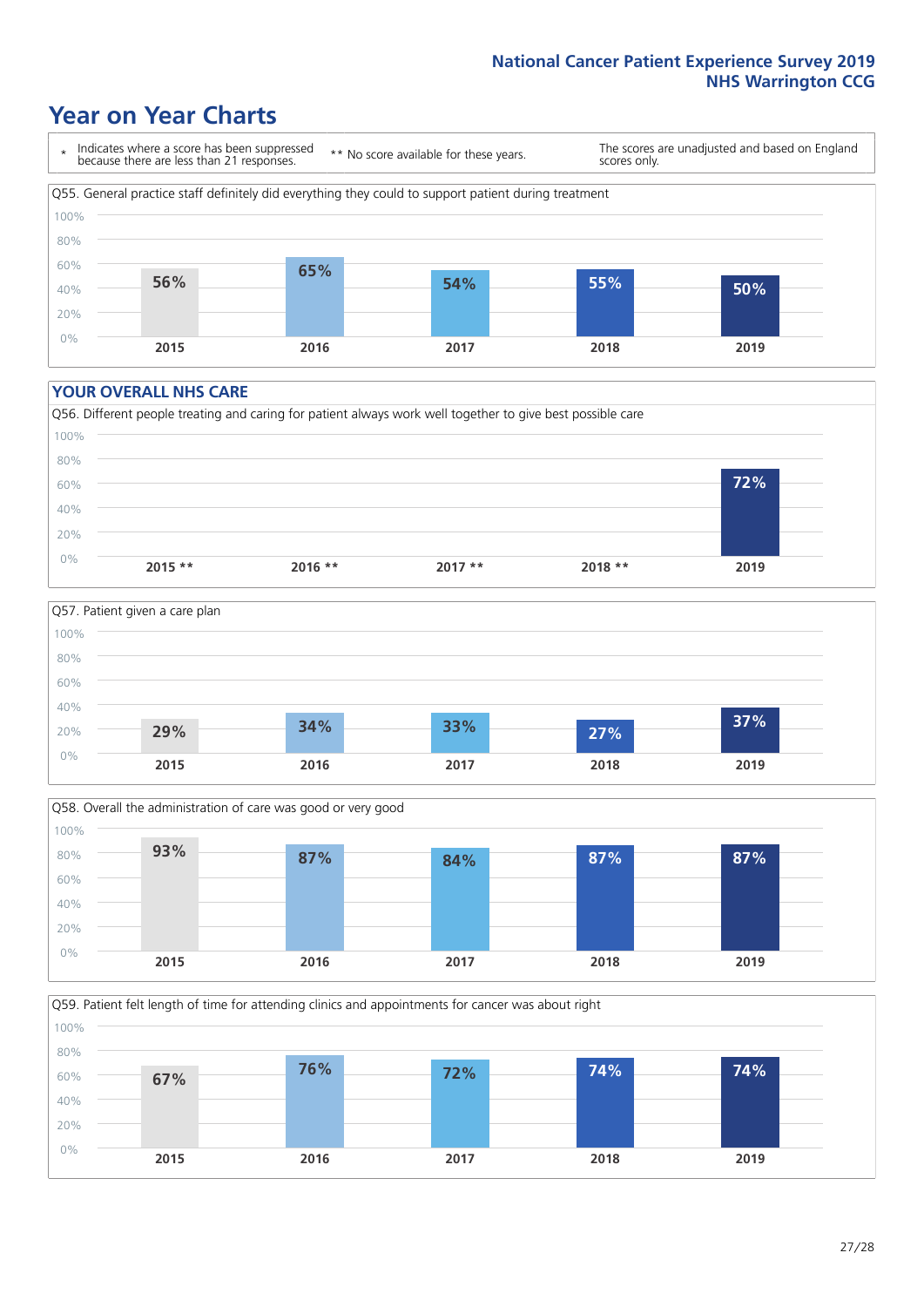# Year on Year Charts

| * Indicates where a score has been suppressed because there are less than 21 responses. | ** No score available for these years. | The scores are unadjusted and based on England scores only. |
|---|---|---|

Q55. General practice staff definitely did everything they could to support patient during treatment

| 2015 | 2016 | 2017 | 2018 | 2019 |
|---|---|---|---|---|
| 56% | 65% | 54% | 55% | 50% |

## YOUR OVERALL NHS CARE

Q56. Different people treating and caring for patient always work well together to give best possible care

| 2015 ** | 2016 ** | 2017 ** | 2018 ** | 2019 |
|---|---|---|---|---|
| | | | | 72% |

Q57. Patient given a care plan

| 2015 | 2016 | 2017 | 2018 | 2019 |
|---|---|---|---|---|
| 29% | 34% | 33% | 27% | 37% |

Q58. Overall the administration of care was good or very good

| 2015 | 2016 | 2017 | 2018 | 2019 |
|---|---|---|---|---|
| 93% | 87% | 84% | 87% | 87% |

Q59. Patient felt length of time for attending clinics and appointments for cancer was about right

| 2015 | 2016 | 2017 | 2018 | 2019 |
|---|---|---|---|---|
| 67% | 76% | 72% | 74% | 74% |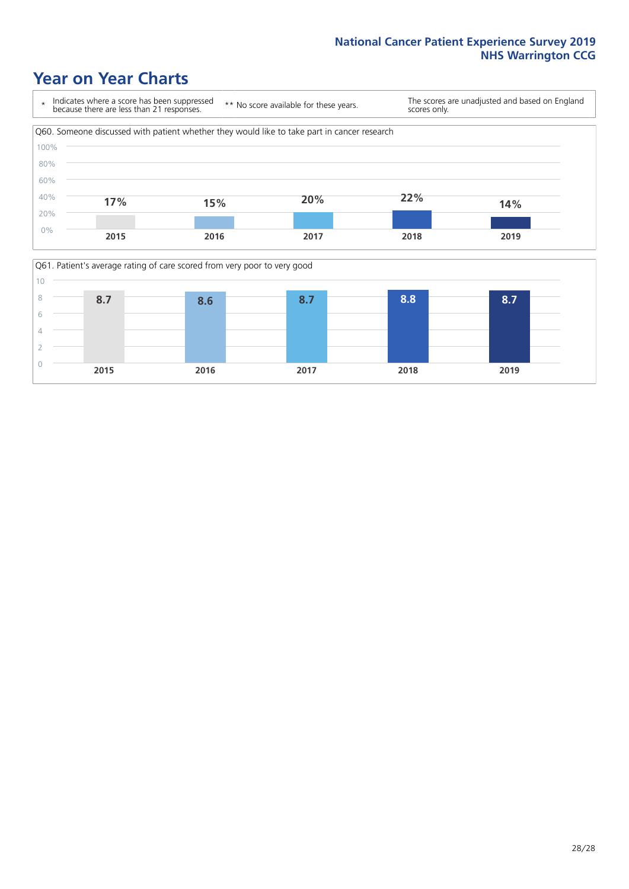# Year on Year Charts

\* Indicates where a score has been suppressed because there are less than 21 responses.

\*\* No score available for these years.

The scores are unadjusted and based on England scores only.

Q60. Someone discussed with patient whether they would like to take part in cancer research

100%
80%
60%
40%
20%
0%

17% 15% 20% 22% 14%

2015 2016 2017 2018 2019

Q61. Patient's average rating of care scored from very poor to very good

10
8
6
4
2
0

8.7 8.6 8.7 8.8 8.7

2015 2016 2017 2018 2019